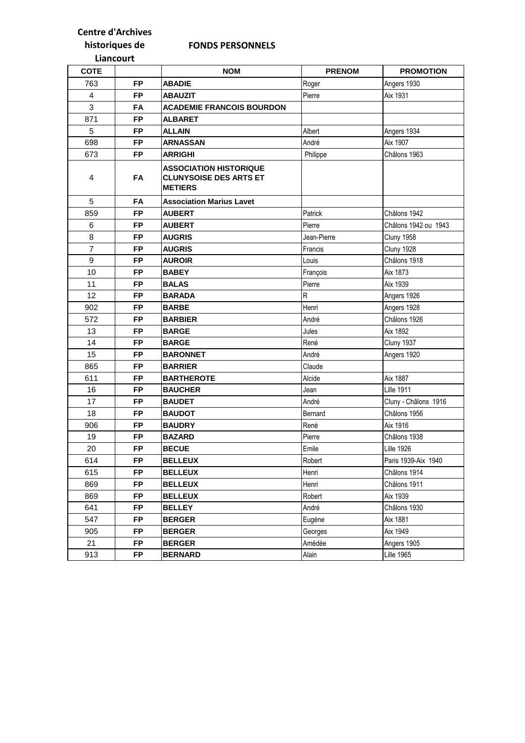**Centre d'Archives historiques de Liancourt**

**FONDS PERSONNELS**

| COTE | | NOM | PRENOM | PROMOTION |
|---|---|---|---|---|
| 763 | FP | **ABADIE** | Roger | Angers 1930 |
| 4 | FP | **ABAUZIT** | Pierre | Aix 1931 |
| 3 | FA | **ACADEMIE FRANCOIS BOURDON** | | |
| 871 | FP | **ALBARET** | | |
| 5 | FP | **ALLAIN** | Albert | Angers 1934 |
| 698 | FP | **ARNASSAN** | André | Aix 1907 |
| 673 | FP | **ARRIGHI** | Philippe | Châlons 1963 |
| 4 | FA | **ASSOCIATION HISTORIQUE CLUNYSOISE DES ARTS ET METIERS** | | |
| 5 | FA | **Association Marius Lavet** | | |
| 859 | FP | **AUBERT** | Patrick | Châlons 1942 |
| 6 | FP | **AUBERT** | Pierre | Châlons 1942 ou 1943 |
| 8 | FP | **AUGRIS** | Jean-Pierre | Cluny 1958 |
| 7 | FP | **AUGRIS** | Francis | Cluny 1928 |
| 9 | FP | **AUROIR** | Louis | Châlons 1918 |
| 10 | FP | **BABEY** | François | Aix 1873 |
| 11 | FP | **BALAS** | Pierre | Aix 1939 |
| 12 | FP | **BARADA** | R | Angers 1926 |
| 902 | FP | **BARBE** | Henri | Angers 1928 |
| 572 | FP | **BARBIER** | André | Châlons 1926 |
| 13 | FP | **BARGE** | Jules | Aix 1892 |
| 14 | FP | **BARGE** | René | Cluny 1937 |
| 15 | FP | **BARONNET** | André | Angers 1920 |
| 865 | FP | **BARRIER** | Claude | |
| 611 | FP | **BARTHEROTE** | Alcide | Aix 1887 |
| 16 | FP | **BAUCHER** | Jean | Lille 1911 |
| 17 | FP | **BAUDET** | André | Cluny - Châlons 1916 |
| 18 | FP | **BAUDOT** | Bernard | Châlons 1956 |
| 906 | FP | **BAUDRY** | René | Aix 1916 |
| 19 | FP | **BAZARD** | Pierre | Châlons 1938 |
| 20 | FP | **BECUE** | Emile | Lille 1926 |
| 614 | FP | **BELLEUX** | Robert | Paris 1939-Aix 1940 |
| 615 | FP | **BELLEUX** | Henri | Châlons 1914 |
| 869 | FP | **BELLEUX** | Henri | Châlons 1911 |
| 869 | FP | **BELLEUX** | Robert | Aix 1939 |
| 641 | FP | **BELLEY** | André | Châlons 1930 |
| 547 | FP | **BERGER** | Eugène | Aix 1881 |
| 905 | FP | **BERGER** | Georges | Aix 1949 |
| 21 | FP | **BERGER** | Amédée | Angers 1905 |
| 913 | FP | **BERNARD** | Alain | Lille 1965 |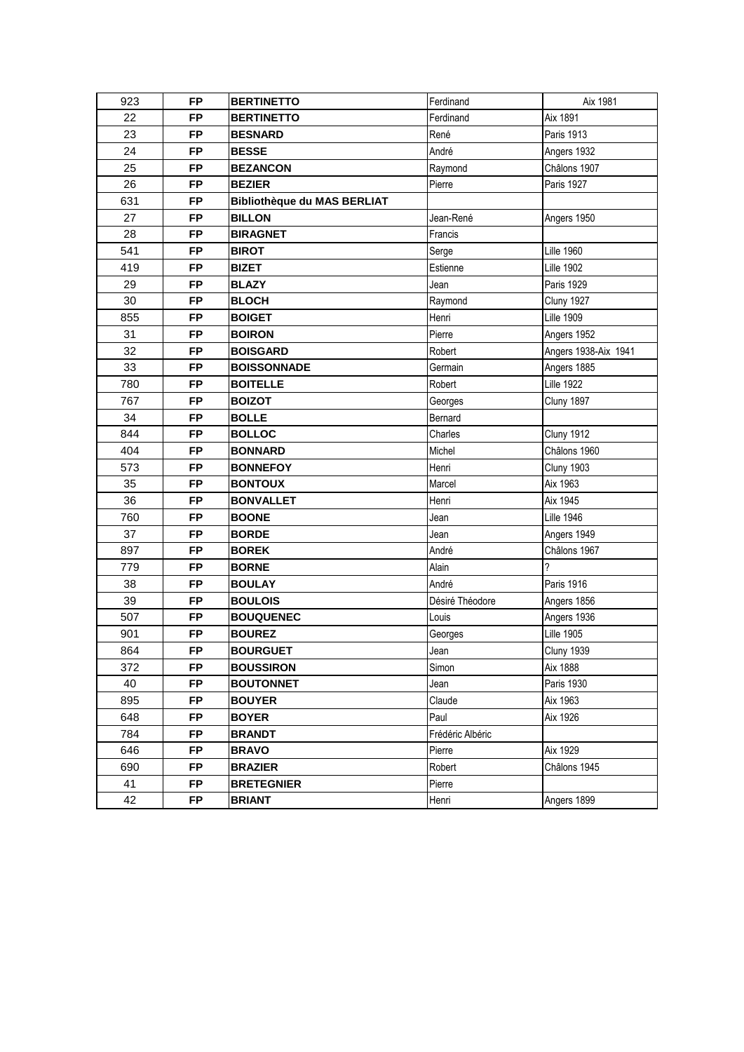| 923 | FP | **BERTINETTO** | Ferdinand | Aix 1981 |
|---|---|---|---|---|
| 22 | FP | **BERTINETTO** | Ferdinand | Aix 1891 |
| 23 | FP | **BESNARD** | René | Paris 1913 |
| 24 | FP | **BESSE** | André | Angers 1932 |
| 25 | FP | **BEZANCON** | Raymond | Châlons 1907 |
| 26 | FP | **BEZIER** | Pierre | Paris 1927 |
| 631 | FP | **Bibliothèque du MAS BERLIAT** | | |
| 27 | FP | **BILLON** | Jean-René | Angers 1950 |
| 28 | FP | **BIRAGNET** | Francis | |
| 541 | FP | **BIROT** | Serge | Lille 1960 |
| 419 | FP | **BIZET** | Estienne | Lille 1902 |
| 29 | FP | **BLAZY** | Jean | Paris 1929 |
| 30 | FP | **BLOCH** | Raymond | Cluny 1927 |
| 855 | FP | **BOIGET** | Henri | Lille 1909 |
| 31 | FP | **BOIRON** | Pierre | Angers 1952 |
| 32 | FP | **BOISGARD** | Robert | Angers 1938-Aix 1941 |
| 33 | FP | **BOISSONNADE** | Germain | Angers 1885 |
| 780 | FP | **BOITELLE** | Robert | Lille 1922 |
| 767 | FP | **BOIZOT** | Georges | Cluny 1897 |
| 34 | FP | **BOLLE** | Bernard | |
| 844 | FP | **BOLLOC** | Charles | Cluny 1912 |
| 404 | FP | **BONNARD** | Michel | Châlons 1960 |
| 573 | FP | **BONNEFOY** | Henri | Cluny 1903 |
| 35 | FP | **BONTOUX** | Marcel | Aix 1963 |
| 36 | FP | **BONVALLET** | Henri | Aix 1945 |
| 760 | FP | **BOONE** | Jean | Lille 1946 |
| 37 | FP | **BORDE** | Jean | Angers 1949 |
| 897 | FP | **BOREK** | André | Châlons 1967 |
| 779 | FP | **BORNE** | Alain | ? |
| 38 | FP | **BOULAY** | André | Paris 1916 |
| 39 | FP | **BOULOIS** | Désiré Théodore | Angers 1856 |
| 507 | FP | **BOUQUENEC** | Louis | Angers 1936 |
| 901 | FP | **BOUREZ** | Georges | Lille 1905 |
| 864 | FP | **BOURGUET** | Jean | Cluny 1939 |
| 372 | FP | **BOUSSIRON** | Simon | Aix 1888 |
| 40 | FP | **BOUTONNET** | Jean | Paris 1930 |
| 895 | FP | **BOUYER** | Claude | Aix 1963 |
| 648 | FP | **BOYER** | Paul | Aix 1926 |
| 784 | FP | **BRANDT** | Frédéric Albéric | |
| 646 | FP | **BRAVO** | Pierre | Aix 1929 |
| 690 | FP | **BRAZIER** | Robert | Châlons 1945 |
| 41 | FP | **BRETEGNIER** | Pierre | |
| 42 | FP | **BRIANT** | Henri | Angers 1899 |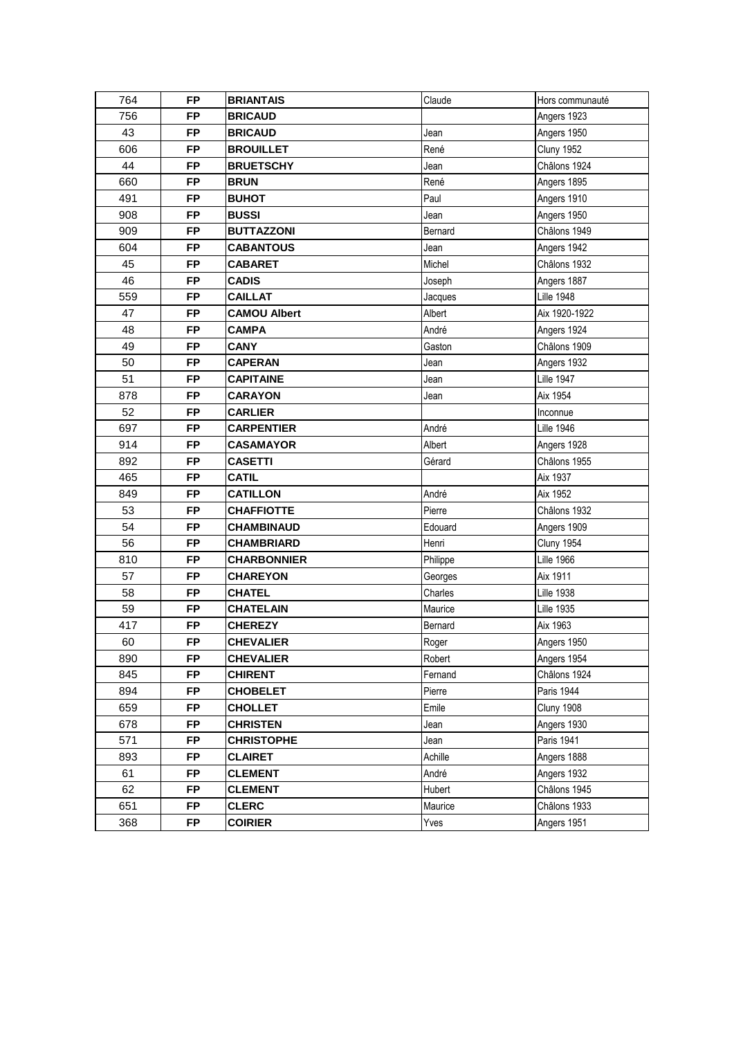| 764 | FP | **BRIANTAIS** | Claude | Hors communauté |
|---|---|---|---|---|
| 756 | FP | **BRICAUD** | | Angers 1923 |
| 43 | FP | **BRICAUD** | Jean | Angers 1950 |
| 606 | FP | **BROUILLET** | René | Cluny 1952 |
| 44 | FP | **BRUETSCHY** | Jean | Châlons 1924 |
| 660 | FP | **BRUN** | René | Angers 1895 |
| 491 | FP | **BUHOT** | Paul | Angers 1910 |
| 908 | FP | **BUSSI** | Jean | Angers 1950 |
| 909 | FP | **BUTTAZZONI** | Bernard | Châlons 1949 |
| 604 | FP | **CABANTOUS** | Jean | Angers 1942 |
| 45 | FP | **CABARET** | Michel | Châlons 1932 |
| 46 | FP | **CADIS** | Joseph | Angers 1887 |
| 559 | FP | **CAILLAT** | Jacques | Lille 1948 |
| 47 | FP | **CAMOU Albert** | Albert | Aix 1920-1922 |
| 48 | FP | **CAMPA** | André | Angers 1924 |
| 49 | FP | **CANY** | Gaston | Châlons 1909 |
| 50 | FP | **CAPERAN** | Jean | Angers 1932 |
| 51 | FP | **CAPITAINE** | Jean | Lille 1947 |
| 878 | FP | **CARAYON** | Jean | Aix 1954 |
| 52 | FP | **CARLIER** | | Inconnue |
| 697 | FP | **CARPENTIER** | André | Lille 1946 |
| 914 | FP | **CASAMAYOR** | Albert | Angers 1928 |
| 892 | FP | **CASETTI** | Gérard | Châlons 1955 |
| 465 | FP | **CATIL** | | Aix 1937 |
| 849 | FP | **CATILLON** | André | Aix 1952 |
| 53 | FP | **CHAFFIOTTE** | Pierre | Châlons 1932 |
| 54 | FP | **CHAMBINAUD** | Edouard | Angers 1909 |
| 56 | FP | **CHAMBRIARD** | Henri | Cluny 1954 |
| 810 | FP | **CHARBONNIER** | Philippe | Lille 1966 |
| 57 | FP | **CHAREYON** | Georges | Aix 1911 |
| 58 | FP | **CHATEL** | Charles | Lille 1938 |
| 59 | FP | **CHATELAIN** | Maurice | Lille 1935 |
| 417 | FP | **CHEREZY** | Bernard | Aix 1963 |
| 60 | FP | **CHEVALIER** | Roger | Angers 1950 |
| 890 | FP | **CHEVALIER** | Robert | Angers 1954 |
| 845 | FP | **CHIRENT** | Fernand | Châlons 1924 |
| 894 | FP | **CHOBELET** | Pierre | Paris 1944 |
| 659 | FP | **CHOLLET** | Emile | Cluny 1908 |
| 678 | FP | **CHRISTEN** | Jean | Angers 1930 |
| 571 | FP | **CHRISTOPHE** | Jean | Paris 1941 |
| 893 | FP | **CLAIRET** | Achille | Angers 1888 |
| 61 | FP | **CLEMENT** | André | Angers 1932 |
| 62 | FP | **CLEMENT** | Hubert | Châlons 1945 |
| 651 | FP | **CLERC** | Maurice | Châlons 1933 |
| 368 | FP | **COIRIER** | Yves | Angers 1951 |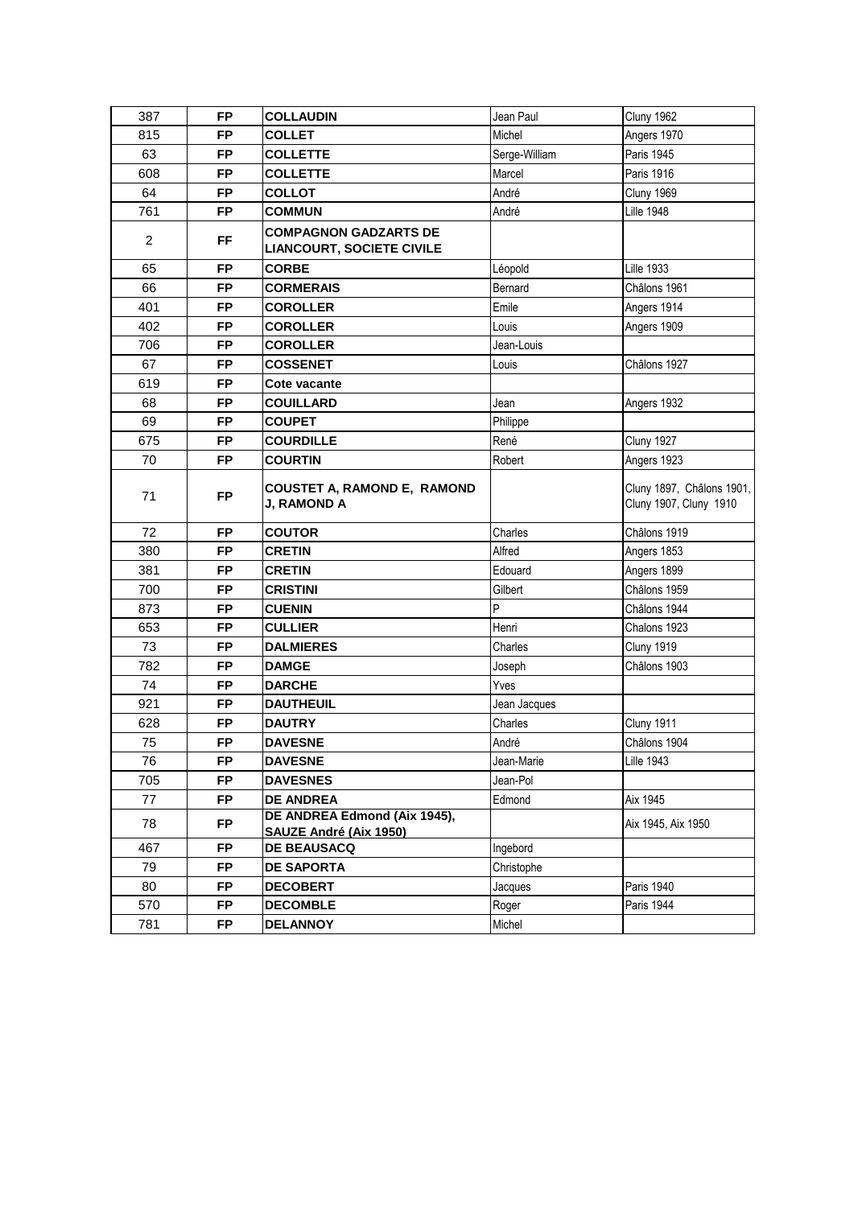| 387 | FP | **COLLAUDIN** | Jean Paul | Cluny 1962 |
|---|---|---|---|---|
| 815 | FP | **COLLET** | Michel | Angers 1970 |
| 63 | FP | **COLLETTE** | Serge-William | Paris 1945 |
| 608 | FP | **COLLETTE** | Marcel | Paris 1916 |
| 64 | FP | **COLLOT** | André | Cluny 1969 |
| 761 | FP | **COMMUN** | André | Lille 1948 |
| 2 | FF | **COMPAGNON GADZARTS DE LIANCOURT, SOCIETE CIVILE** | | |
| 65 | FP | **CORBE** | Léopold | Lille 1933 |
| 66 | FP | **CORMERAIS** | Bernard | Châlons 1961 |
| 401 | FP | **COROLLER** | Emile | Angers 1914 |
| 402 | FP | **COROLLER** | Louis | Angers 1909 |
| 706 | FP | **COROLLER** | Jean-Louis | |
| 67 | FP | **COSSENET** | Louis | Châlons 1927 |
| 619 | FP | **Cote vacante** | | |
| 68 | FP | **COUILLARD** | Jean | Angers 1932 |
| 69 | FP | **COUPET** | Philippe | |
| 675 | FP | **COURDILLE** | René | Cluny 1927 |
| 70 | FP | **COURTIN** | Robert | Angers 1923 |
| 71 | FP | **COUSTET A, RAMOND E, RAMOND J, RAMOND A** | | Cluny 1897, Châlons 1901, Cluny 1907, Cluny 1910 |
| 72 | FP | **COUTOR** | Charles | Châlons 1919 |
| 380 | FP | **CRETIN** | Alfred | Angers 1853 |
| 381 | FP | **CRETIN** | Edouard | Angers 1899 |
| 700 | FP | **CRISTINI** | Gilbert | Châlons 1959 |
| 873 | FP | **CUENIN** | P | Châlons 1944 |
| 653 | FP | **CULLIER** | Henri | Chalons 1923 |
| 73 | FP | **DALMIERES** | Charles | Cluny 1919 |
| 782 | FP | **DAMGE** | Joseph | Châlons 1903 |
| 74 | FP | **DARCHE** | Yves | |
| 921 | FP | **DAUTHEUIL** | Jean Jacques | |
| 628 | FP | **DAUTRY** | Charles | Cluny 1911 |
| 75 | FP | **DAVESNE** | André | Châlons 1904 |
| 76 | FP | **DAVESNE** | Jean-Marie | Lille 1943 |
| 705 | FP | **DAVESNES** | Jean-Pol | |
| 77 | FP | **DE ANDREA** | Edmond | Aix 1945 |
| 78 | FP | **DE ANDREA Edmond (Aix 1945), SAUZE André (Aix 1950)** | | Aix 1945, Aix 1950 |
| 467 | FP | **DE BEAUSACQ** | Ingebord | |
| 79 | FP | **DE SAPORTA** | Christophe | |
| 80 | FP | **DECOBERT** | Jacques | Paris 1940 |
| 570 | FP | **DECOMBLE** | Roger | Paris 1944 |
| 781 | FP | **DELANNOY** | Michel | |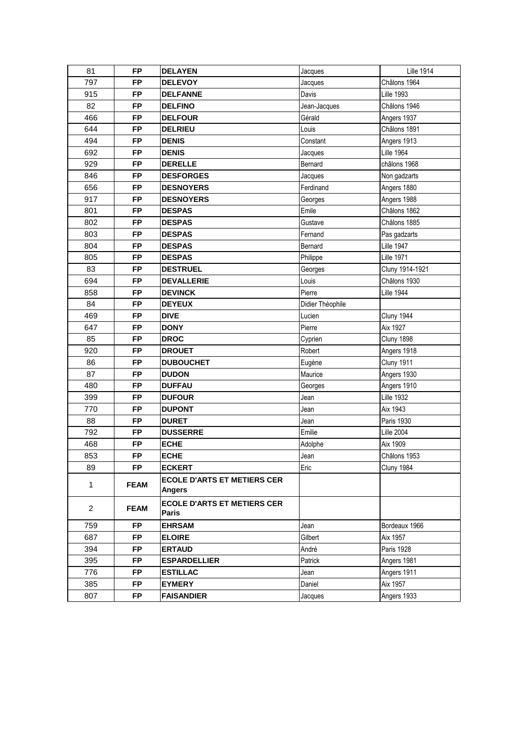| 81 | FP | DELAYEN | Jacques | Lille 1914 |
|---|---|---|---|---|
| 797 | FP | DELEVOY | Jacques | Châlons 1964 |
| 915 | FP | DELFANNE | Davis | Lille 1993 |
| 82 | FP | DELFINO | Jean-Jacques | Châlons 1946 |
| 466 | FP | DELFOUR | Gérald | Angers 1937 |
| 644 | FP | DELRIEU | Louis | Châlons 1891 |
| 494 | FP | DENIS | Constant | Angers 1913 |
| 692 | FP | DENIS | Jacques | Lille 1964 |
| 929 | FP | DERELLE | Bernard | châlons 1968 |
| 846 | FP | DESFORGES | Jacques | Non gadzarts |
| 656 | FP | DESNOYERS | Ferdinand | Angers 1880 |
| 917 | FP | DESNOYERS | Georges | Angers 1988 |
| 801 | FP | DESPAS | Emile | Châlons 1862 |
| 802 | FP | DESPAS | Gustave | Châlons 1885 |
| 803 | FP | DESPAS | Fernand | Pas gadzarts |
| 804 | FP | DESPAS | Bernard | Lille 1947 |
| 805 | FP | DESPAS | Philippe | Lille 1971 |
| 83 | FP | DESTRUEL | Georges | Cluny 1914-1921 |
| 694 | FP | DEVALLERIE | Louis | Châlons 1930 |
| 858 | FP | DEVINCK | Pierre | Lille 1944 |
| 84 | FP | DEYEUX | Didier Théophile | |
| 469 | FP | DIVE | Lucien | Cluny 1944 |
| 647 | FP | DONY | Pierre | Aix 1927 |
| 85 | FP | DROC | Cyprien | Cluny 1898 |
| 920 | FP | DROUET | Robert | Angers 1918 |
| 86 | FP | DUBOUCHET | Eugène | Cluny 1911 |
| 87 | FP | DUDON | Maurice | Angers 1930 |
| 480 | FP | DUFFAU | Georges | Angers 1910 |
| 399 | FP | DUFOUR | Jean | Lille 1932 |
| 770 | FP | DUPONT | Jean | Aix 1943 |
| 88 | FP | DURET | Jean | Paris 1930 |
| 792 | FP | DUSSERRE | Emilie | Lille 2004 |
| 468 | FP | ECHE | Adolphe | Aix 1909 |
| 853 | FP | ECHE | Jean | Châlons 1953 |
| 89 | FP | ECKERT | Eric | Cluny 1984 |
| 1 | FEAM | ECOLE D'ARTS ET METIERS CER Angers | | |
| 2 | FEAM | ECOLE D'ARTS ET METIERS CER Paris | | |
| 759 | FP | EHRSAM | Jean | Bordeaux 1966 |
| 687 | FP | ELOIRE | Gilbert | Aix 1957 |
| 394 | FP | ERTAUD | André | Paris 1928 |
| 395 | FP | ESPARDELLIER | Patrick | Angers 1981 |
| 776 | FP | ESTILLAC | Jean | Angers 1911 |
| 385 | FP | EYMERY | Daniel | Aix 1957 |
| 807 | FP | FAISANDIER | Jacques | Angers 1933 |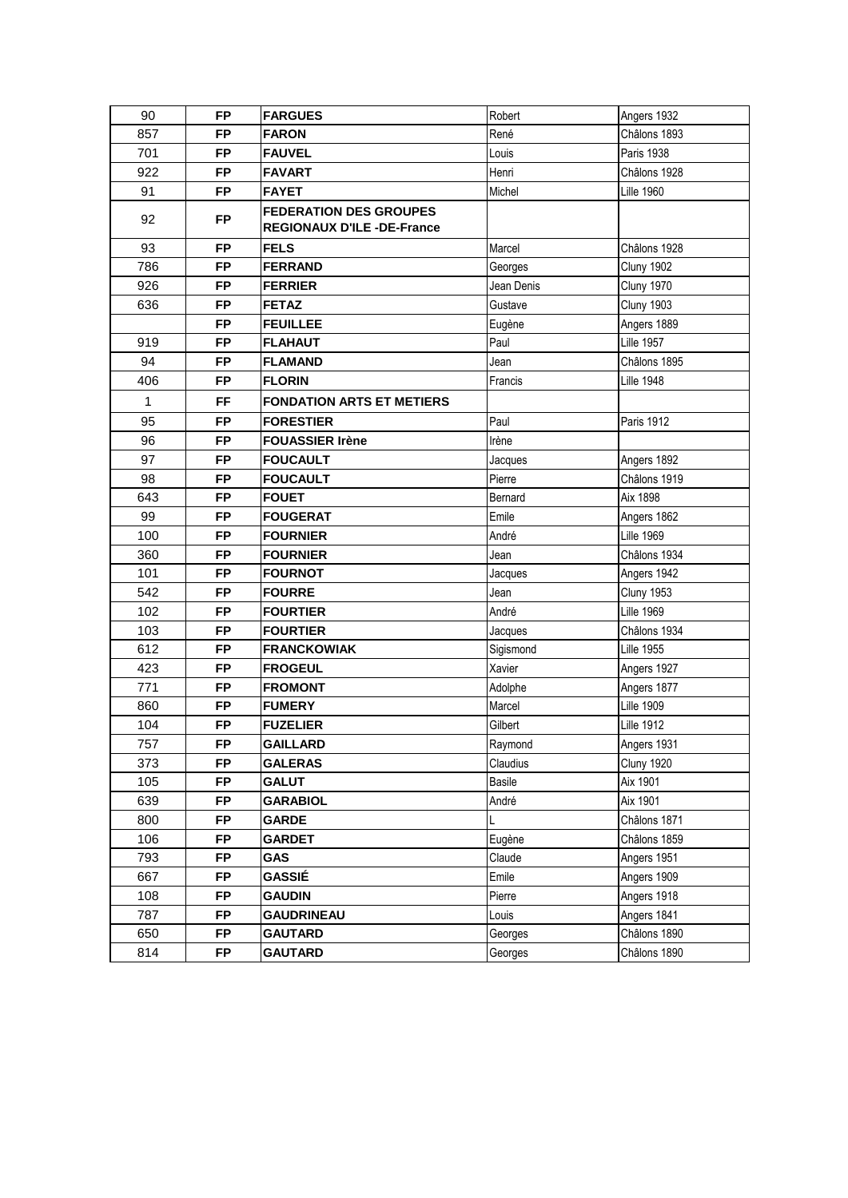| 90 | FP | **FARGUES** | Robert | Angers 1932 |
|---|---|---|---|---|
| 857 | FP | **FARON** | René | Châlons 1893 |
| 701 | FP | **FAUVEL** | Louis | Paris 1938 |
| 922 | FP | **FAVART** | Henri | Châlons 1928 |
| 91 | FP | **FAYET** | Michel | Lille 1960 |
| 92 | FP | **FEDERATION DES GROUPES REGIONAUX D'ILE -DE-France** | | |
| 93 | FP | **FELS** | Marcel | Châlons 1928 |
| 786 | FP | **FERRAND** | Georges | Cluny 1902 |
| 926 | FP | **FERRIER** | Jean Denis | Cluny 1970 |
| 636 | FP | **FETAZ** | Gustave | Cluny 1903 |
| | FP | **FEUILLEE** | Eugène | Angers 1889 |
| 919 | FP | **FLAHAUT** | Paul | Lille 1957 |
| 94 | FP | **FLAMAND** | Jean | Châlons 1895 |
| 406 | FP | **FLORIN** | Francis | Lille 1948 |
| 1 | FF | **FONDATION ARTS ET METIERS** | | |
| 95 | FP | **FORESTIER** | Paul | Paris 1912 |
| 96 | FP | **FOUASSIER Irène** | Irène | |
| 97 | FP | **FOUCAULT** | Jacques | Angers 1892 |
| 98 | FP | **FOUCAULT** | Pierre | Châlons 1919 |
| 643 | FP | **FOUET** | Bernard | Aix 1898 |
| 99 | FP | **FOUGERAT** | Emile | Angers 1862 |
| 100 | FP | **FOURNIER** | André | Lille 1969 |
| 360 | FP | **FOURNIER** | Jean | Châlons 1934 |
| 101 | FP | **FOURNOT** | Jacques | Angers 1942 |
| 542 | FP | **FOURRE** | Jean | Cluny 1953 |
| 102 | FP | **FOURTIER** | André | Lille 1969 |
| 103 | FP | **FOURTIER** | Jacques | Châlons 1934 |
| 612 | FP | **FRANCKOWIAK** | Sigismond | Lille 1955 |
| 423 | FP | **FROGEUL** | Xavier | Angers 1927 |
| 771 | FP | **FROMONT** | Adolphe | Angers 1877 |
| 860 | FP | **FUMERY** | Marcel | Lille 1909 |
| 104 | FP | **FUZELIER** | Gilbert | Lille 1912 |
| 757 | FP | **GAILLARD** | Raymond | Angers 1931 |
| 373 | FP | **GALERAS** | Claudius | Cluny 1920 |
| 105 | FP | **GALUT** | Basile | Aix 1901 |
| 639 | FP | **GARABIOL** | André | Aix 1901 |
| 800 | FP | **GARDE** | L | Châlons 1871 |
| 106 | FP | **GARDET** | Eugène | Châlons 1859 |
| 793 | FP | **GAS** | Claude | Angers 1951 |
| 667 | FP | **GASSIÉ** | Emile | Angers 1909 |
| 108 | FP | **GAUDIN** | Pierre | Angers 1918 |
| 787 | FP | **GAUDRINEAU** | Louis | Angers 1841 |
| 650 | FP | **GAUTARD** | Georges | Châlons 1890 |
| 814 | FP | **GAUTARD** | Georges | Châlons 1890 |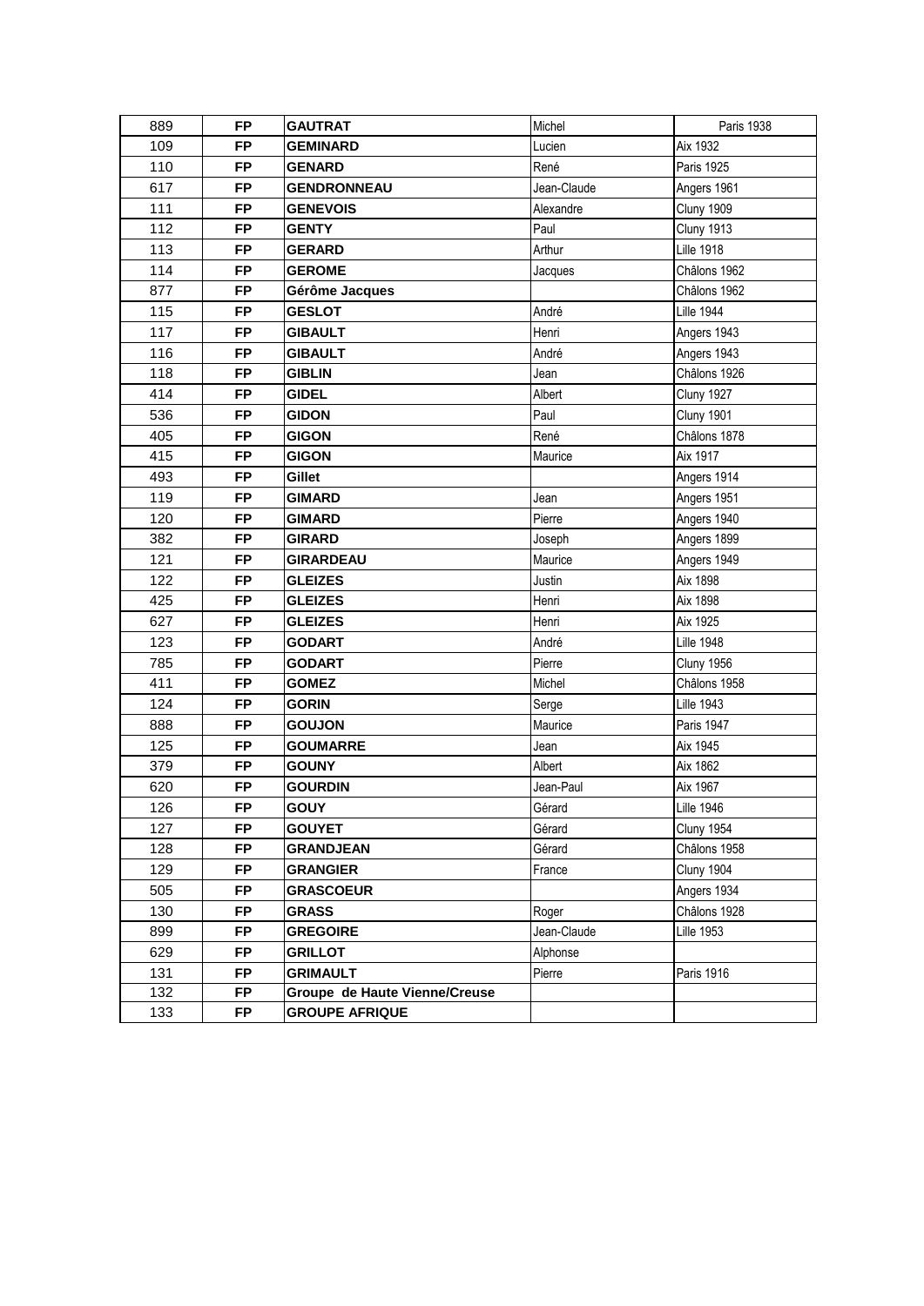| 889 | FP | GAUTRAT | Michel | Paris 1938 |
|---|---|---|---|---|
| 109 | FP | GEMINARD | Lucien | Aix 1932 |
| 110 | FP | GENARD | René | Paris 1925 |
| 617 | FP | GENDRONNEAU | Jean-Claude | Angers 1961 |
| 111 | FP | GENEVOIS | Alexandre | Cluny 1909 |
| 112 | FP | GENTY | Paul | Cluny 1913 |
| 113 | FP | GERARD | Arthur | Lille 1918 |
| 114 | FP | GEROME | Jacques | Châlons 1962 |
| 877 | FP | Gérôme Jacques | | Châlons 1962 |
| 115 | FP | GESLOT | André | Lille 1944 |
| 117 | FP | GIBAULT | Henri | Angers 1943 |
| 116 | FP | GIBAULT | André | Angers 1943 |
| 118 | FP | GIBLIN | Jean | Châlons 1926 |
| 414 | FP | GIDEL | Albert | Cluny 1927 |
| 536 | FP | GIDON | Paul | Cluny 1901 |
| 405 | FP | GIGON | René | Châlons 1878 |
| 415 | FP | GIGON | Maurice | Aix 1917 |
| 493 | FP | Gillet | | Angers 1914 |
| 119 | FP | GIMARD | Jean | Angers 1951 |
| 120 | FP | GIMARD | Pierre | Angers 1940 |
| 382 | FP | GIRARD | Joseph | Angers 1899 |
| 121 | FP | GIRARDEAU | Maurice | Angers 1949 |
| 122 | FP | GLEIZES | Justin | Aix 1898 |
| 425 | FP | GLEIZES | Henri | Aix 1898 |
| 627 | FP | GLEIZES | Henri | Aix 1925 |
| 123 | FP | GODART | André | Lille 1948 |
| 785 | FP | GODART | Pierre | Cluny 1956 |
| 411 | FP | GOMEZ | Michel | Châlons 1958 |
| 124 | FP | GORIN | Serge | Lille 1943 |
| 888 | FP | GOUJON | Maurice | Paris 1947 |
| 125 | FP | GOUMARRE | Jean | Aix 1945 |
| 379 | FP | GOUNY | Albert | Aix 1862 |
| 620 | FP | GOURDIN | Jean-Paul | Aix 1967 |
| 126 | FP | GOUY | Gérard | Lille 1946 |
| 127 | FP | GOUYET | Gérard | Cluny 1954 |
| 128 | FP | GRANDJEAN | Gérard | Châlons 1958 |
| 129 | FP | GRANGIER | France | Cluny 1904 |
| 505 | FP | GRASCOEUR | | Angers 1934 |
| 130 | FP | GRASS | Roger | Châlons 1928 |
| 899 | FP | GREGOIRE | Jean-Claude | Lille 1953 |
| 629 | FP | GRILLOT | Alphonse | |
| 131 | FP | GRIMAULT | Pierre | Paris 1916 |
| 132 | FP | Groupe de Haute Vienne/Creuse | | |
| 133 | FP | GROUPE AFRIQUE | | |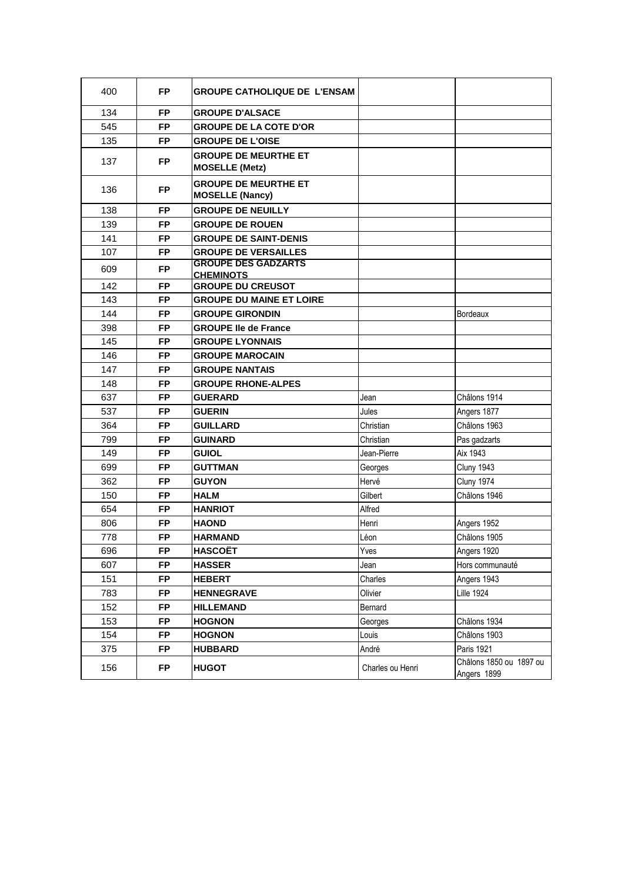| | | | | |
|---|---|---|---|---|
| 400 | **FP** | **GROUPE CATHOLIQUE DE L'ENSAM** | | |
| 134 | **FP** | **GROUPE D'ALSACE** | | |
| 545 | **FP** | **GROUPE DE LA COTE D'OR** | | |
| 135 | **FP** | **GROUPE DE L'OISE** | | |
| 137 | **FP** | **GROUPE DE MEURTHE ET MOSELLE (Metz)** | | |
| 136 | **FP** | **GROUPE DE MEURTHE ET MOSELLE (Nancy)** | | |
| 138 | **FP** | **GROUPE DE NEUILLY** | | |
| 139 | **FP** | **GROUPE DE ROUEN** | | |
| 141 | **FP** | **GROUPE DE SAINT-DENIS** | | |
| 107 | **FP** | **GROUPE DE VERSAILLES** | | |
| 609 | **FP** | **GROUPE DES GADZARTS CHEMINOTS** | | |
| 142 | **FP** | **GROUPE DU CREUSOT** | | |
| 143 | **FP** | **GROUPE DU MAINE ET LOIRE** | | |
| 144 | **FP** | **GROUPE GIRONDIN** | | Bordeaux |
| 398 | **FP** | **GROUPE Ile de France** | | |
| 145 | **FP** | **GROUPE LYONNAIS** | | |
| 146 | **FP** | **GROUPE MAROCAIN** | | |
| 147 | **FP** | **GROUPE NANTAIS** | | |
| 148 | **FP** | **GROUPE RHONE-ALPES** | | |
| 637 | **FP** | **GUERARD** | Jean | Châlons 1914 |
| 537 | **FP** | **GUERIN** | Jules | Angers 1877 |
| 364 | **FP** | **GUILLARD** | Christian | Châlons 1963 |
| 799 | **FP** | **GUINARD** | Christian | Pas gadzarts |
| 149 | **FP** | **GUIOL** | Jean-Pierre | Aix 1943 |
| 699 | **FP** | **GUTTMAN** | Georges | Cluny 1943 |
| 362 | **FP** | **GUYON** | Hervé | Cluny 1974 |
| 150 | **FP** | **HALM** | Gilbert | Châlons 1946 |
| 654 | **FP** | **HANRIOT** | Alfred | |
| 806 | **FP** | **HAOND** | Henri | Angers 1952 |
| 778 | **FP** | **HARMAND** | Léon | Châlons 1905 |
| 696 | **FP** | **HASCOËT** | Yves | Angers 1920 |
| 607 | **FP** | **HASSER** | Jean | Hors communauté |
| 151 | **FP** | **HEBERT** | Charles | Angers 1943 |
| 783 | **FP** | **HENNEGRAVE** | Olivier | Lille 1924 |
| 152 | **FP** | **HILLEMAND** | Bernard | |
| 153 | **FP** | **HOGNON** | Georges | Châlons 1934 |
| 154 | **FP** | **HOGNON** | Louis | Châlons 1903 |
| 375 | **FP** | **HUBBARD** | André | Paris 1921 |
| 156 | **FP** | **HUGOT** | Charles ou Henri | Châlons 1850 ou 1897 ou Angers 1899 |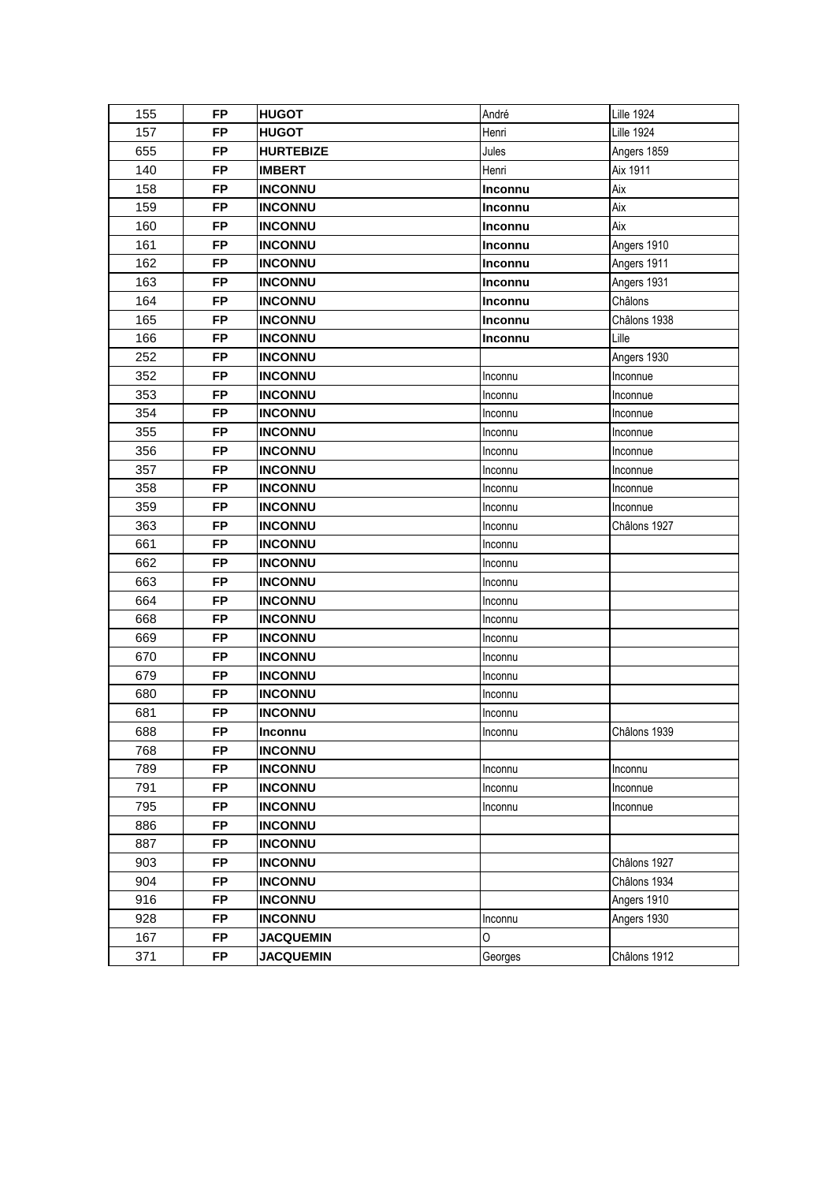| 155 | FP | **HUGOT** | André | Lille 1924 |
|---|---|---|---|---|
| 157 | FP | **HUGOT** | Henri | Lille 1924 |
| 655 | FP | **HURTEBIZE** | Jules | Angers 1859 |
| 140 | FP | **IMBERT** | Henri | Aix 1911 |
| 158 | FP | **INCONNU** | **Inconnu** | Aix |
| 159 | FP | **INCONNU** | **Inconnu** | Aix |
| 160 | FP | **INCONNU** | **Inconnu** | Aix |
| 161 | FP | **INCONNU** | **Inconnu** | Angers 1910 |
| 162 | FP | **INCONNU** | **Inconnu** | Angers 1911 |
| 163 | FP | **INCONNU** | **Inconnu** | Angers 1931 |
| 164 | FP | **INCONNU** | **Inconnu** | Châlons |
| 165 | FP | **INCONNU** | **Inconnu** | Châlons 1938 |
| 166 | FP | **INCONNU** | **Inconnu** | Lille |
| 252 | FP | **INCONNU** | | Angers 1930 |
| 352 | FP | **INCONNU** | Inconnu | Inconnue |
| 353 | FP | **INCONNU** | Inconnu | Inconnue |
| 354 | FP | **INCONNU** | Inconnu | Inconnue |
| 355 | FP | **INCONNU** | Inconnu | Inconnue |
| 356 | FP | **INCONNU** | Inconnu | Inconnue |
| 357 | FP | **INCONNU** | Inconnu | Inconnue |
| 358 | FP | **INCONNU** | Inconnu | Inconnue |
| 359 | FP | **INCONNU** | Inconnu | Inconnue |
| 363 | FP | **INCONNU** | Inconnu | Châlons 1927 |
| 661 | FP | **INCONNU** | Inconnu | |
| 662 | FP | **INCONNU** | Inconnu | |
| 663 | FP | **INCONNU** | Inconnu | |
| 664 | FP | **INCONNU** | Inconnu | |
| 668 | FP | **INCONNU** | Inconnu | |
| 669 | FP | **INCONNU** | Inconnu | |
| 670 | FP | **INCONNU** | Inconnu | |
| 679 | FP | **INCONNU** | Inconnu | |
| 680 | FP | **INCONNU** | Inconnu | |
| 681 | FP | **INCONNU** | Inconnu | |
| 688 | FP | **Inconnu** | Inconnu | Châlons 1939 |
| 768 | FP | **INCONNU** | | |
| 789 | FP | **INCONNU** | Inconnu | Inconnu |
| 791 | FP | **INCONNU** | Inconnu | Inconnue |
| 795 | FP | **INCONNU** | Inconnu | Inconnue |
| 886 | FP | **INCONNU** | | |
| 887 | FP | **INCONNU** | | |
| 903 | FP | **INCONNU** | | Châlons 1927 |
| 904 | FP | **INCONNU** | | Châlons 1934 |
| 916 | FP | **INCONNU** | | Angers 1910 |
| 928 | FP | **INCONNU** | Inconnu | Angers 1930 |
| 167 | FP | **JACQUEMIN** | O | |
| 371 | FP | **JACQUEMIN** | Georges | Châlons 1912 |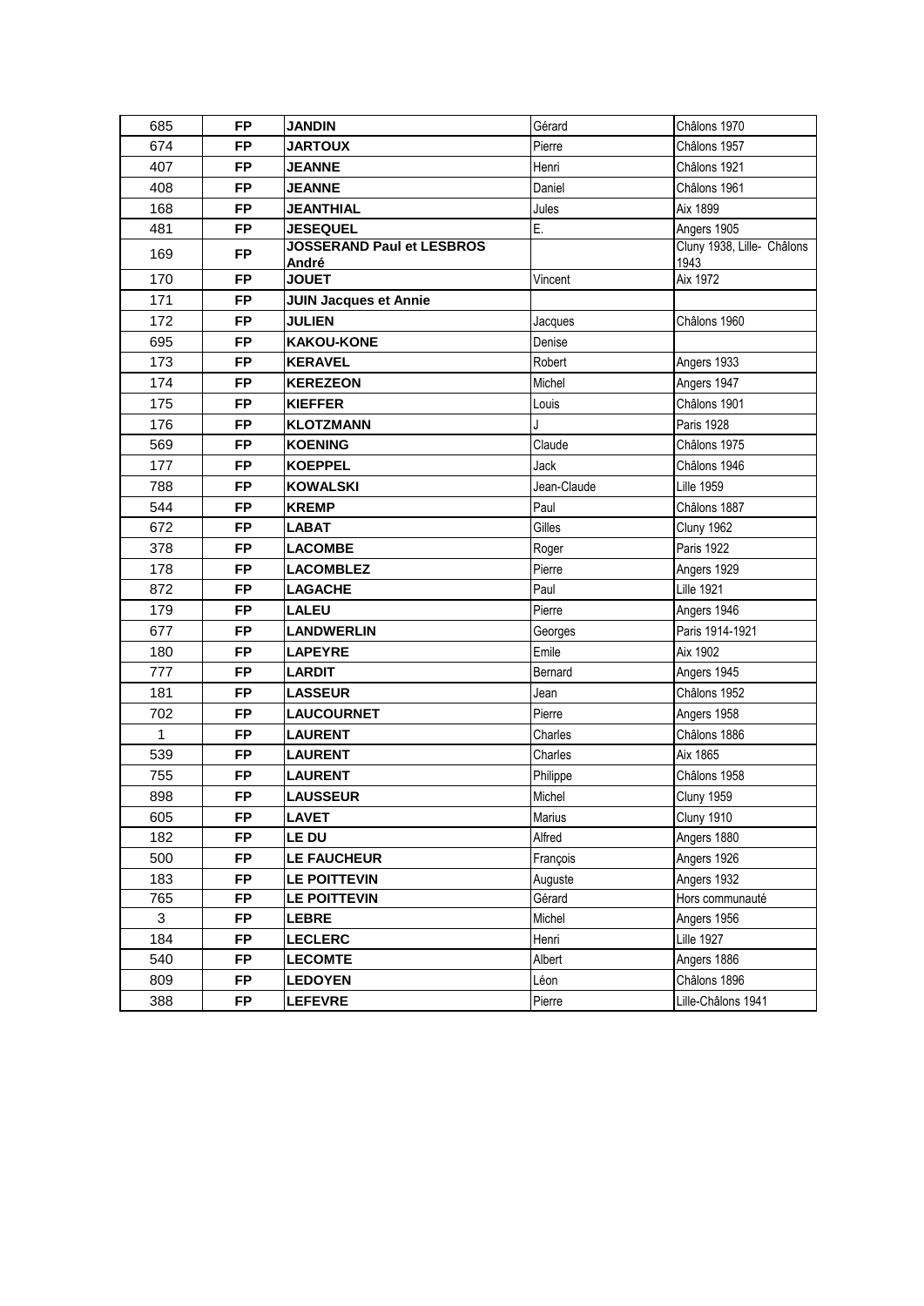| 685 | FP | **JANDIN** | Gérard | Châlons 1970 |
|---|---|---|---|---|
| 674 | FP | **JARTOUX** | Pierre | Châlons 1957 |
| 407 | FP | **JEANNE** | Henri | Châlons 1921 |
| 408 | FP | **JEANNE** | Daniel | Châlons 1961 |
| 168 | FP | **JEANTHIAL** | Jules | Aix 1899 |
| 481 | FP | **JESEQUEL** | E. | Angers 1905 |
| 169 | FP | **JOSSERAND Paul et LESBROS André** | | Cluny 1938, Lille- Châlons 1943 |
| 170 | FP | **JOUET** | Vincent | Aix 1972 |
| 171 | FP | **JUIN Jacques et Annie** | | |
| 172 | FP | **JULIEN** | Jacques | Châlons 1960 |
| 695 | FP | **KAKOU-KONE** | Denise | |
| 173 | FP | **KERAVEL** | Robert | Angers 1933 |
| 174 | FP | **KEREZEON** | Michel | Angers 1947 |
| 175 | FP | **KIEFFER** | Louis | Châlons 1901 |
| 176 | FP | **KLOTZMANN** | J | Paris 1928 |
| 569 | FP | **KOENING** | Claude | Châlons 1975 |
| 177 | FP | **KOEPPEL** | Jack | Châlons 1946 |
| 788 | FP | **KOWALSKI** | Jean-Claude | Lille 1959 |
| 544 | FP | **KREMP** | Paul | Châlons 1887 |
| 672 | FP | **LABAT** | Gilles | Cluny 1962 |
| 378 | FP | **LACOMBE** | Roger | Paris 1922 |
| 178 | FP | **LACOMBLEZ** | Pierre | Angers 1929 |
| 872 | FP | **LAGACHE** | Paul | Lille 1921 |
| 179 | FP | **LALEU** | Pierre | Angers 1946 |
| 677 | FP | **LANDWERLIN** | Georges | Paris 1914-1921 |
| 180 | FP | **LAPEYRE** | Emile | Aix 1902 |
| 777 | FP | **LARDIT** | Bernard | Angers 1945 |
| 181 | FP | **LASSEUR** | Jean | Châlons 1952 |
| 702 | FP | **LAUCOURNET** | Pierre | Angers 1958 |
| 1 | FP | **LAURENT** | Charles | Châlons 1886 |
| 539 | FP | **LAURENT** | Charles | Aix 1865 |
| 755 | FP | **LAURENT** | Philippe | Châlons 1958 |
| 898 | FP | **LAUSSEUR** | Michel | Cluny 1959 |
| 605 | FP | **LAVET** | Marius | Cluny 1910 |
| 182 | FP | **LE DU** | Alfred | Angers 1880 |
| 500 | FP | **LE FAUCHEUR** | François | Angers 1926 |
| 183 | FP | **LE POITTEVIN** | Auguste | Angers 1932 |
| 765 | FP | **LE POITTEVIN** | Gérard | Hors communauté |
| 3 | FP | **LEBRE** | Michel | Angers 1956 |
| 184 | FP | **LECLERC** | Henri | Lille 1927 |
| 540 | FP | **LECOMTE** | Albert | Angers 1886 |
| 809 | FP | **LEDOYEN** | Léon | Châlons 1896 |
| 388 | FP | **LEFEVRE** | Pierre | Lille-Châlons 1941 |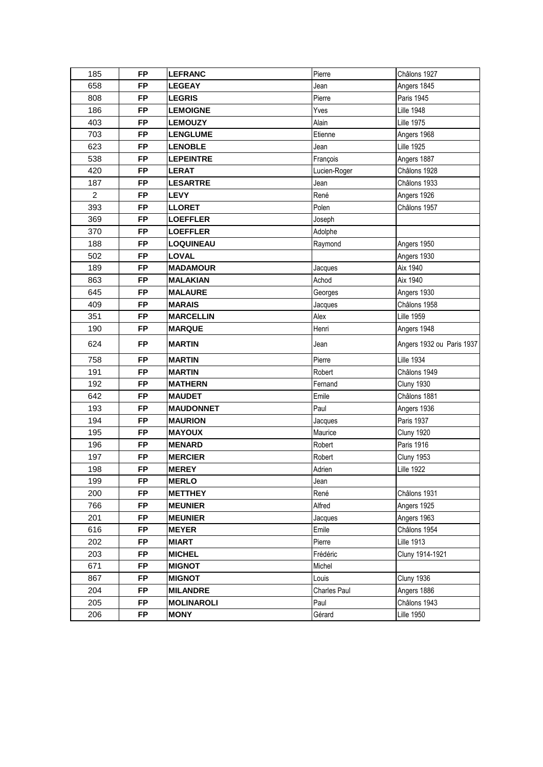| | | | | |
|---|---|---|---|---|
| 185 | **FP** | **LEFRANC** | Pierre | Châlons 1927 |
| 658 | **FP** | **LEGEAY** | Jean | Angers 1845 |
| 808 | **FP** | **LEGRIS** | Pierre | Paris 1945 |
| 186 | **FP** | **LEMOIGNE** | Yves | Lille 1948 |
| 403 | **FP** | **LEMOUZY** | Alain | Lille 1975 |
| 703 | **FP** | **LENGLUME** | Etienne | Angers 1968 |
| 623 | **FP** | **LENOBLE** | Jean | Lille 1925 |
| 538 | **FP** | **LEPEINTRE** | François | Angers 1887 |
| 420 | **FP** | **LERAT** | Lucien-Roger | Châlons 1928 |
| 187 | **FP** | **LESARTRE** | Jean | Châlons 1933 |
| 2 | **FP** | **LEVY** | René | Angers 1926 |
| 393 | **FP** | **LLORET** | Polen | Châlons 1957 |
| 369 | **FP** | **LOEFFLER** | Joseph | |
| 370 | **FP** | **LOEFFLER** | Adolphe | |
| 188 | **FP** | **LOQUINEAU** | Raymond | Angers 1950 |
| 502 | **FP** | **LOVAL** | | Angers 1930 |
| 189 | **FP** | **MADAMOUR** | Jacques | Aix 1940 |
| 863 | **FP** | **MALAKIAN** | Achod | Aix 1940 |
| 645 | **FP** | **MALAURE** | Georges | Angers 1930 |
| 409 | **FP** | **MARAIS** | Jacques | Châlons 1958 |
| 351 | **FP** | **MARCELLIN** | Alex | Lille 1959 |
| 190 | **FP** | **MARQUE** | Henri | Angers 1948 |
| 624 | **FP** | **MARTIN** | Jean | Angers 1932 ou Paris 1937 |
| 758 | **FP** | **MARTIN** | Pierre | Lille 1934 |
| 191 | **FP** | **MARTIN** | Robert | Châlons 1949 |
| 192 | **FP** | **MATHERN** | Fernand | Cluny 1930 |
| 642 | **FP** | **MAUDET** | Emile | Châlons 1881 |
| 193 | **FP** | **MAUDONNET** | Paul | Angers 1936 |
| 194 | **FP** | **MAURION** | Jacques | Paris 1937 |
| 195 | **FP** | **MAYOUX** | Maurice | Cluny 1920 |
| 196 | **FP** | **MENARD** | Robert | Paris 1916 |
| 197 | **FP** | **MERCIER** | Robert | Cluny 1953 |
| 198 | **FP** | **MEREY** | Adrien | Lille 1922 |
| 199 | **FP** | **MERLO** | Jean | |
| 200 | **FP** | **METTHEY** | René | Châlons 1931 |
| 766 | **FP** | **MEUNIER** | Alfred | Angers 1925 |
| 201 | **FP** | **MEUNIER** | Jacques | Angers 1963 |
| 616 | **FP** | **MEYER** | Emile | Châlons 1954 |
| 202 | **FP** | **MIART** | Pierre | Lille 1913 |
| 203 | **FP** | **MICHEL** | Frédéric | Cluny 1914-1921 |
| 671 | **FP** | **MIGNOT** | Michel | |
| 867 | **FP** | **MIGNOT** | Louis | Cluny 1936 |
| 204 | **FP** | **MILANDRE** | Charles Paul | Angers 1886 |
| 205 | **FP** | **MOLINAROLI** | Paul | Châlons 1943 |
| 206 | **FP** | **MONY** | Gérard | Lille 1950 |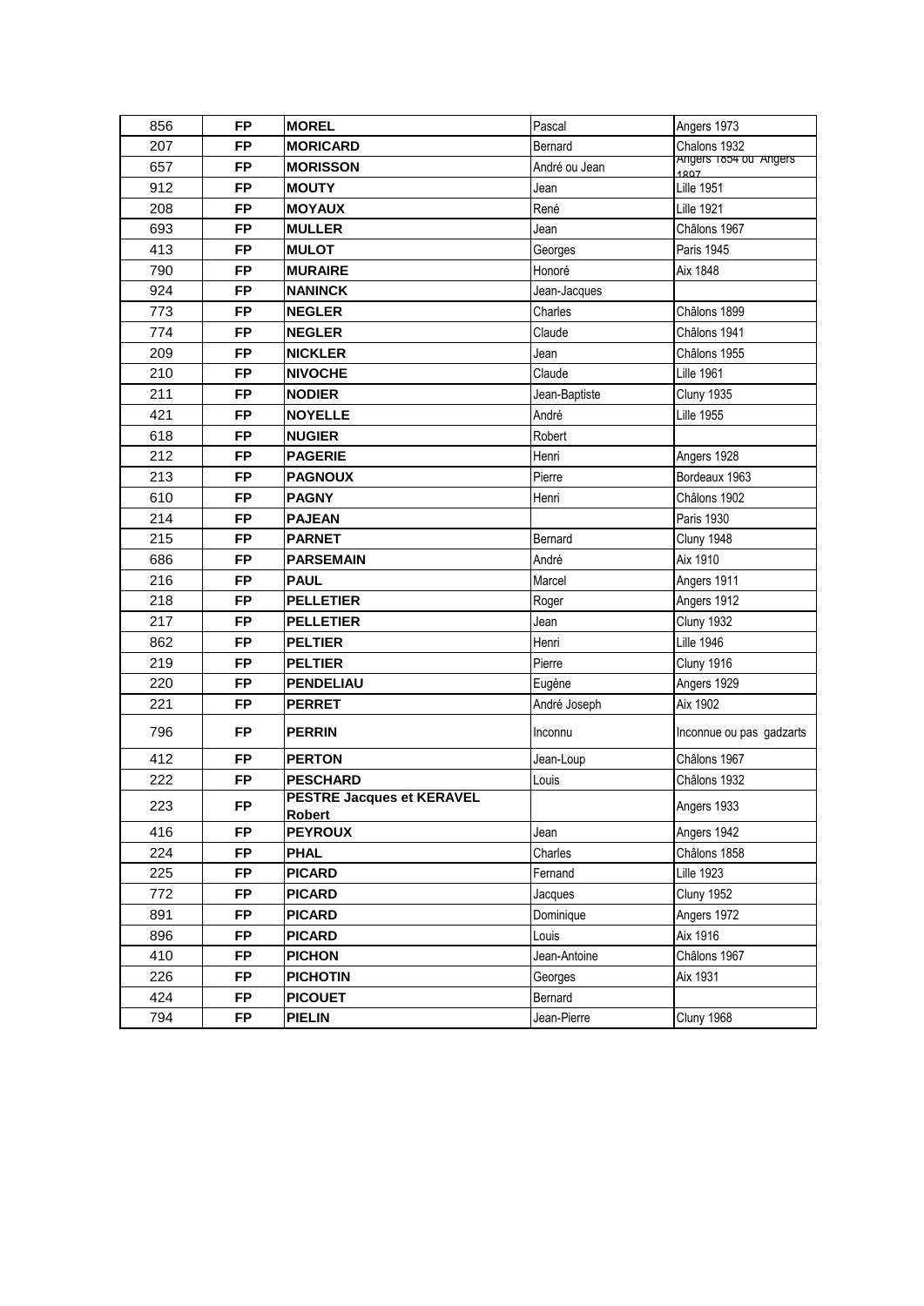| 856 | FP | **MOREL** | Pascal | Angers 1973 |
|---|---|---|---|---|
| 207 | FP | **MORICARD** | Bernard | Chalons 1932 |
| 657 | FP | **MORISSON** | André ou Jean | Angers 1854 ou Angers 1897 |
| 912 | FP | **MOUTY** | Jean | Lille 1951 |
| 208 | FP | **MOYAUX** | René | Lille 1921 |
| 693 | FP | **MULLER** | Jean | Châlons 1967 |
| 413 | FP | **MULOT** | Georges | Paris 1945 |
| 790 | FP | **MURAIRE** | Honoré | Aix 1848 |
| 924 | FP | **NANINCK** | Jean-Jacques | |
| 773 | FP | **NEGLER** | Charles | Châlons 1899 |
| 774 | FP | **NEGLER** | Claude | Châlons 1941 |
| 209 | FP | **NICKLER** | Jean | Châlons 1955 |
| 210 | FP | **NIVOCHE** | Claude | Lille 1961 |
| 211 | FP | **NODIER** | Jean-Baptiste | Cluny 1935 |
| 421 | FP | **NOYELLE** | André | Lille 1955 |
| 618 | FP | **NUGIER** | Robert | |
| 212 | FP | **PAGERIE** | Henri | Angers 1928 |
| 213 | FP | **PAGNOUX** | Pierre | Bordeaux 1963 |
| 610 | FP | **PAGNY** | Henri | Châlons 1902 |
| 214 | FP | **PAJEAN** | | Paris 1930 |
| 215 | FP | **PARNET** | Bernard | Cluny 1948 |
| 686 | FP | **PARSEMAIN** | André | Aix 1910 |
| 216 | FP | **PAUL** | Marcel | Angers 1911 |
| 218 | FP | **PELLETIER** | Roger | Angers 1912 |
| 217 | FP | **PELLETIER** | Jean | Cluny 1932 |
| 862 | FP | **PELTIER** | Henri | Lille 1946 |
| 219 | FP | **PELTIER** | Pierre | Cluny 1916 |
| 220 | FP | **PENDELIAU** | Eugène | Angers 1929 |
| 221 | FP | **PERRET** | André Joseph | Aix 1902 |
| 796 | FP | **PERRIN** | Inconnu | Inconnue ou pas gadzarts |
| 412 | FP | **PERTON** | Jean-Loup | Châlons 1967 |
| 222 | FP | **PESCHARD** | Louis | Châlons 1932 |
| 223 | FP | **PESTRE Jacques et KERAVEL Robert** | | Angers 1933 |
| 416 | FP | **PEYROUX** | Jean | Angers 1942 |
| 224 | FP | **PHAL** | Charles | Châlons 1858 |
| 225 | FP | **PICARD** | Fernand | Lille 1923 |
| 772 | FP | **PICARD** | Jacques | Cluny 1952 |
| 891 | FP | **PICARD** | Dominique | Angers 1972 |
| 896 | FP | **PICARD** | Louis | Aix 1916 |
| 410 | FP | **PICHON** | Jean-Antoine | Châlons 1967 |
| 226 | FP | **PICHOTIN** | Georges | Aix 1931 |
| 424 | FP | **PICOUET** | Bernard | |
| 794 | FP | **PIELIN** | Jean-Pierre | Cluny 1968 |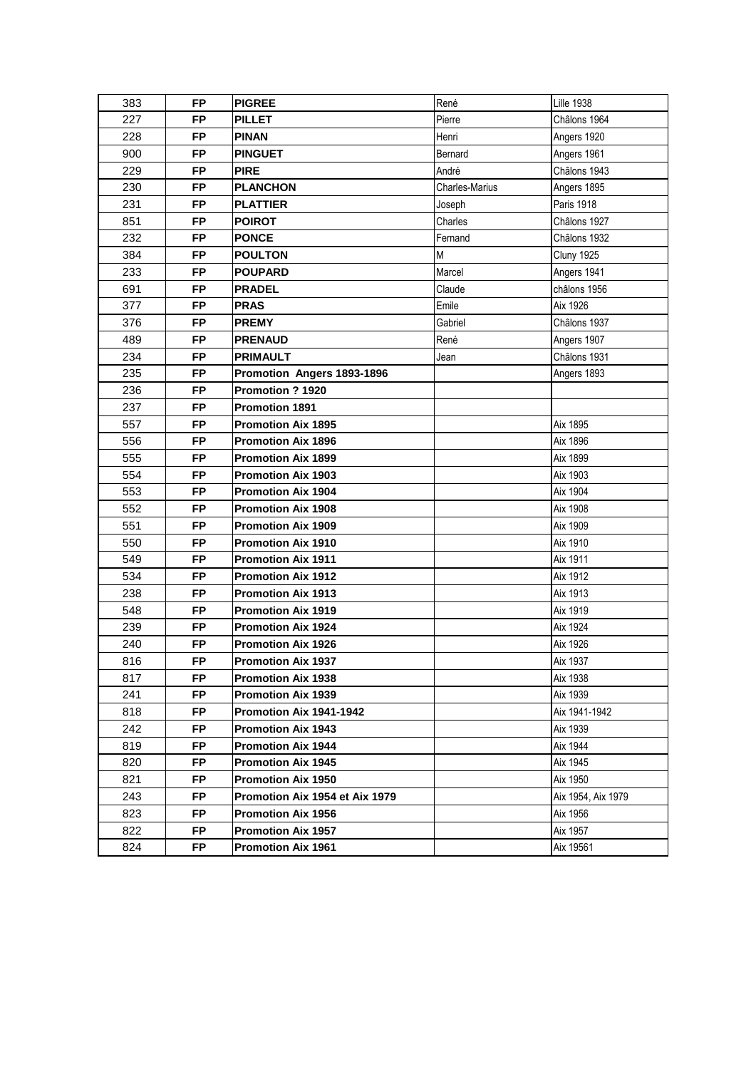| 383 | FP | **PIGREE** | René | Lille 1938 |
|---|---|---|---|---|
| 227 | FP | **PILLET** | Pierre | Châlons 1964 |
| 228 | FP | **PINAN** | Henri | Angers 1920 |
| 900 | FP | **PINGUET** | Bernard | Angers 1961 |
| 229 | FP | **PIRE** | André | Châlons 1943 |
| 230 | FP | **PLANCHON** | Charles-Marius | Angers 1895 |
| 231 | FP | **PLATTIER** | Joseph | Paris 1918 |
| 851 | FP | **POIROT** | Charles | Châlons 1927 |
| 232 | FP | **PONCE** | Fernand | Châlons 1932 |
| 384 | FP | **POULTON** | M | Cluny 1925 |
| 233 | FP | **POUPARD** | Marcel | Angers 1941 |
| 691 | FP | **PRADEL** | Claude | châlons 1956 |
| 377 | FP | **PRAS** | Emile | Aix 1926 |
| 376 | FP | **PREMY** | Gabriel | Châlons 1937 |
| 489 | FP | **PRENAUD** | René | Angers 1907 |
| 234 | FP | **PRIMAULT** | Jean | Châlons 1931 |
| 235 | FP | **Promotion Angers 1893-1896** | | Angers 1893 |
| 236 | FP | **Promotion ? 1920** | | |
| 237 | FP | **Promotion 1891** | | |
| 557 | FP | **Promotion Aix 1895** | | Aix 1895 |
| 556 | FP | **Promotion Aix 1896** | | Aix 1896 |
| 555 | FP | **Promotion Aix 1899** | | Aix 1899 |
| 554 | FP | **Promotion Aix 1903** | | Aix 1903 |
| 553 | FP | **Promotion Aix 1904** | | Aix 1904 |
| 552 | FP | **Promotion Aix 1908** | | Aix 1908 |
| 551 | FP | **Promotion Aix 1909** | | Aix 1909 |
| 550 | FP | **Promotion Aix 1910** | | Aix 1910 |
| 549 | FP | **Promotion Aix 1911** | | Aix 1911 |
| 534 | FP | **Promotion Aix 1912** | | Aix 1912 |
| 238 | FP | **Promotion Aix 1913** | | Aix 1913 |
| 548 | FP | **Promotion Aix 1919** | | Aix 1919 |
| 239 | FP | **Promotion Aix 1924** | | Aix 1924 |
| 240 | FP | **Promotion Aix 1926** | | Aix 1926 |
| 816 | FP | **Promotion Aix 1937** | | Aix 1937 |
| 817 | FP | **Promotion Aix 1938** | | Aix 1938 |
| 241 | FP | **Promotion Aix 1939** | | Aix 1939 |
| 818 | FP | **Promotion Aix 1941-1942** | | Aix 1941-1942 |
| 242 | FP | **Promotion Aix 1943** | | Aix 1939 |
| 819 | FP | **Promotion Aix 1944** | | Aix 1944 |
| 820 | FP | **Promotion Aix 1945** | | Aix 1945 |
| 821 | FP | **Promotion Aix 1950** | | Aix 1950 |
| 243 | FP | **Promotion Aix 1954 et Aix 1979** | | Aix 1954, Aix 1979 |
| 823 | FP | **Promotion Aix 1956** | | Aix 1956 |
| 822 | FP | **Promotion Aix 1957** | | Aix 1957 |
| 824 | FP | **Promotion Aix 1961** | | Aix 19561 |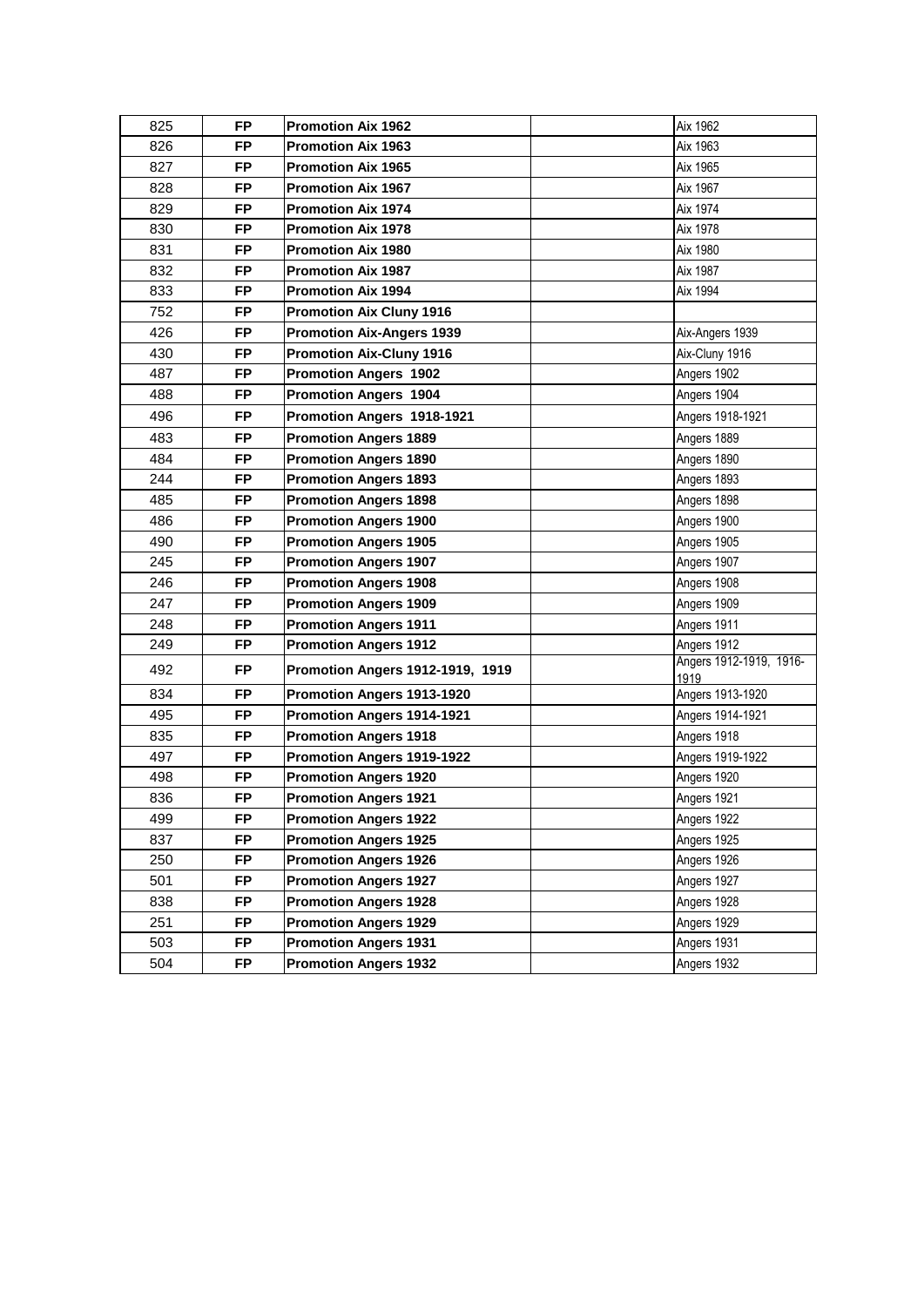| | | | | |
|---|---|---|---|---|
| 825 | **FP** | **Promotion Aix 1962** | | Aix 1962 |
| 826 | **FP** | **Promotion Aix 1963** | | Aix 1963 |
| 827 | **FP** | **Promotion Aix 1965** | | Aix 1965 |
| 828 | **FP** | **Promotion Aix 1967** | | Aix 1967 |
| 829 | **FP** | **Promotion Aix 1974** | | Aix 1974 |
| 830 | **FP** | **Promotion Aix 1978** | | Aix 1978 |
| 831 | **FP** | **Promotion Aix 1980** | | Aix 1980 |
| 832 | **FP** | **Promotion Aix 1987** | | Aix 1987 |
| 833 | **FP** | **Promotion Aix 1994** | | Aix 1994 |
| 752 | **FP** | **Promotion Aix Cluny 1916** | | |
| 426 | **FP** | **Promotion Aix-Angers 1939** | | Aix-Angers 1939 |
| 430 | **FP** | **Promotion Aix-Cluny 1916** | | Aix-Cluny 1916 |
| 487 | **FP** | **Promotion Angers  1902** | | Angers 1902 |
| 488 | **FP** | **Promotion Angers  1904** | | Angers 1904 |
| 496 | **FP** | **Promotion Angers  1918-1921** | | Angers 1918-1921 |
| 483 | **FP** | **Promotion Angers 1889** | | Angers 1889 |
| 484 | **FP** | **Promotion Angers 1890** | | Angers 1890 |
| 244 | **FP** | **Promotion Angers 1893** | | Angers 1893 |
| 485 | **FP** | **Promotion Angers 1898** | | Angers 1898 |
| 486 | **FP** | **Promotion Angers 1900** | | Angers 1900 |
| 490 | **FP** | **Promotion Angers 1905** | | Angers 1905 |
| 245 | **FP** | **Promotion Angers 1907** | | Angers 1907 |
| 246 | **FP** | **Promotion Angers 1908** | | Angers 1908 |
| 247 | **FP** | **Promotion Angers 1909** | | Angers 1909 |
| 248 | **FP** | **Promotion Angers 1911** | | Angers 1911 |
| 249 | **FP** | **Promotion Angers 1912** | | Angers 1912 |
| 492 | **FP** | **Promotion Angers 1912-1919,  1919** | | Angers 1912-1919,  1916-1919 |
| 834 | **FP** | **Promotion Angers 1913-1920** | | Angers 1913-1920 |
| 495 | **FP** | **Promotion Angers 1914-1921** | | Angers 1914-1921 |
| 835 | **FP** | **Promotion Angers 1918** | | Angers 1918 |
| 497 | **FP** | **Promotion Angers 1919-1922** | | Angers 1919-1922 |
| 498 | **FP** | **Promotion Angers 1920** | | Angers 1920 |
| 836 | **FP** | **Promotion Angers 1921** | | Angers 1921 |
| 499 | **FP** | **Promotion Angers 1922** | | Angers 1922 |
| 837 | **FP** | **Promotion Angers 1925** | | Angers 1925 |
| 250 | **FP** | **Promotion Angers 1926** | | Angers 1926 |
| 501 | **FP** | **Promotion Angers 1927** | | Angers 1927 |
| 838 | **FP** | **Promotion Angers 1928** | | Angers 1928 |
| 251 | **FP** | **Promotion Angers 1929** | | Angers 1929 |
| 503 | **FP** | **Promotion Angers 1931** | | Angers 1931 |
| 504 | **FP** | **Promotion Angers 1932** | | Angers 1932 |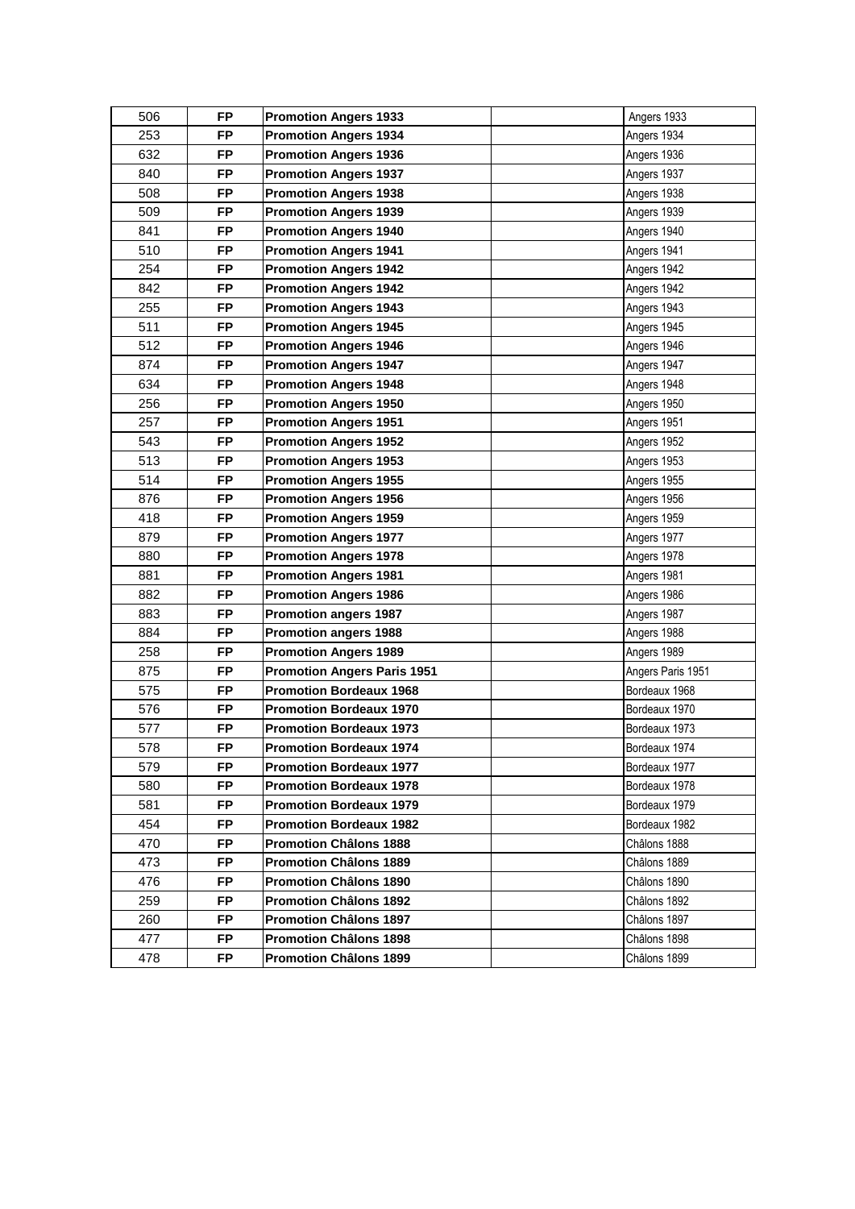| | | | | |
|---|---|---|---|---|
| 506 | **FP** | **Promotion Angers 1933** | | Angers 1933 |
| 253 | **FP** | **Promotion Angers 1934** | | Angers 1934 |
| 632 | **FP** | **Promotion Angers 1936** | | Angers 1936 |
| 840 | **FP** | **Promotion Angers 1937** | | Angers 1937 |
| 508 | **FP** | **Promotion Angers 1938** | | Angers 1938 |
| 509 | **FP** | **Promotion Angers 1939** | | Angers 1939 |
| 841 | **FP** | **Promotion Angers 1940** | | Angers 1940 |
| 510 | **FP** | **Promotion Angers 1941** | | Angers 1941 |
| 254 | **FP** | **Promotion Angers 1942** | | Angers 1942 |
| 842 | **FP** | **Promotion Angers 1942** | | Angers 1942 |
| 255 | **FP** | **Promotion Angers 1943** | | Angers 1943 |
| 511 | **FP** | **Promotion Angers 1945** | | Angers 1945 |
| 512 | **FP** | **Promotion Angers 1946** | | Angers 1946 |
| 874 | **FP** | **Promotion Angers 1947** | | Angers 1947 |
| 634 | **FP** | **Promotion Angers 1948** | | Angers 1948 |
| 256 | **FP** | **Promotion Angers 1950** | | Angers 1950 |
| 257 | **FP** | **Promotion Angers 1951** | | Angers 1951 |
| 543 | **FP** | **Promotion Angers 1952** | | Angers 1952 |
| 513 | **FP** | **Promotion Angers 1953** | | Angers 1953 |
| 514 | **FP** | **Promotion Angers 1955** | | Angers 1955 |
| 876 | **FP** | **Promotion Angers 1956** | | Angers 1956 |
| 418 | **FP** | **Promotion Angers 1959** | | Angers 1959 |
| 879 | **FP** | **Promotion Angers 1977** | | Angers 1977 |
| 880 | **FP** | **Promotion Angers 1978** | | Angers 1978 |
| 881 | **FP** | **Promotion Angers 1981** | | Angers 1981 |
| 882 | **FP** | **Promotion Angers 1986** | | Angers 1986 |
| 883 | **FP** | **Promotion angers 1987** | | Angers 1987 |
| 884 | **FP** | **Promotion angers 1988** | | Angers 1988 |
| 258 | **FP** | **Promotion Angers 1989** | | Angers 1989 |
| 875 | **FP** | **Promotion Angers Paris 1951** | | Angers Paris 1951 |
| 575 | **FP** | **Promotion Bordeaux 1968** | | Bordeaux 1968 |
| 576 | **FP** | **Promotion Bordeaux 1970** | | Bordeaux 1970 |
| 577 | **FP** | **Promotion Bordeaux 1973** | | Bordeaux 1973 |
| 578 | **FP** | **Promotion Bordeaux 1974** | | Bordeaux 1974 |
| 579 | **FP** | **Promotion Bordeaux 1977** | | Bordeaux 1977 |
| 580 | **FP** | **Promotion Bordeaux 1978** | | Bordeaux 1978 |
| 581 | **FP** | **Promotion Bordeaux 1979** | | Bordeaux 1979 |
| 454 | **FP** | **Promotion Bordeaux 1982** | | Bordeaux 1982 |
| 470 | **FP** | **Promotion Châlons 1888** | | Châlons 1888 |
| 473 | **FP** | **Promotion Châlons 1889** | | Châlons 1889 |
| 476 | **FP** | **Promotion Châlons 1890** | | Châlons 1890 |
| 259 | **FP** | **Promotion Châlons 1892** | | Châlons 1892 |
| 260 | **FP** | **Promotion Châlons 1897** | | Châlons 1897 |
| 477 | **FP** | **Promotion Châlons 1898** | | Châlons 1898 |
| 478 | **FP** | **Promotion Châlons 1899** | | Châlons 1899 |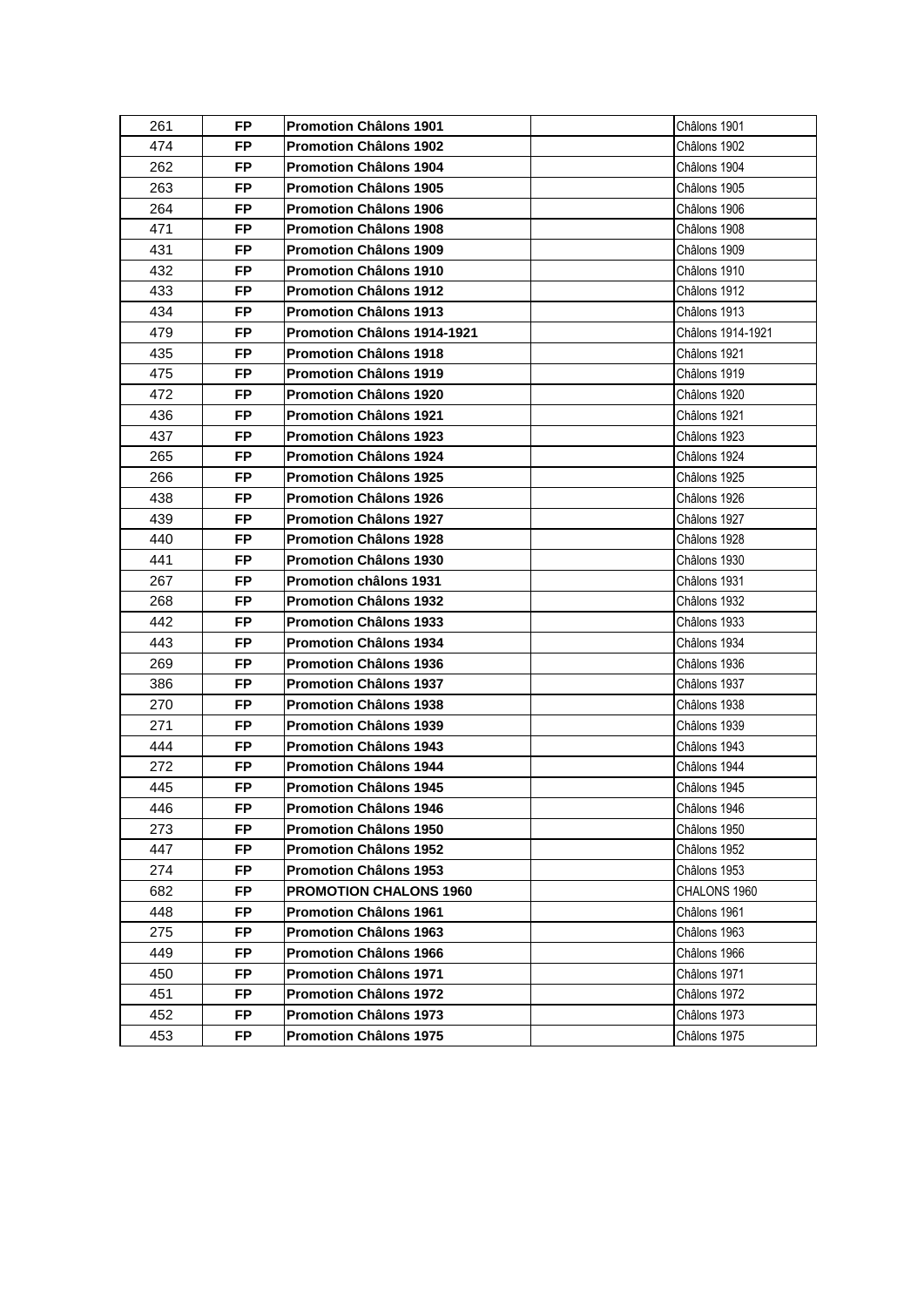| | | | | |
|---|---|---|---|---|
| 261 | FP | **Promotion Châlons 1901** | | Châlons 1901 |
| 474 | FP | **Promotion Châlons 1902** | | Châlons 1902 |
| 262 | FP | **Promotion Châlons 1904** | | Châlons 1904 |
| 263 | FP | **Promotion Châlons 1905** | | Châlons 1905 |
| 264 | FP | **Promotion Châlons 1906** | | Châlons 1906 |
| 471 | FP | **Promotion Châlons 1908** | | Châlons 1908 |
| 431 | FP | **Promotion Châlons 1909** | | Châlons 1909 |
| 432 | FP | **Promotion Châlons 1910** | | Châlons 1910 |
| 433 | FP | **Promotion Châlons 1912** | | Châlons 1912 |
| 434 | FP | **Promotion Châlons 1913** | | Châlons 1913 |
| 479 | FP | **Promotion Châlons 1914-1921** | | Châlons 1914-1921 |
| 435 | FP | **Promotion Châlons 1918** | | Châlons 1921 |
| 475 | FP | **Promotion Châlons 1919** | | Châlons 1919 |
| 472 | FP | **Promotion Châlons 1920** | | Châlons 1920 |
| 436 | FP | **Promotion Châlons 1921** | | Châlons 1921 |
| 437 | FP | **Promotion Châlons 1923** | | Châlons 1923 |
| 265 | FP | **Promotion Châlons 1924** | | Châlons 1924 |
| 266 | FP | **Promotion Châlons 1925** | | Châlons 1925 |
| 438 | FP | **Promotion Châlons 1926** | | Châlons 1926 |
| 439 | FP | **Promotion Châlons 1927** | | Châlons 1927 |
| 440 | FP | **Promotion Châlons 1928** | | Châlons 1928 |
| 441 | FP | **Promotion Châlons 1930** | | Châlons 1930 |
| 267 | FP | **Promotion châlons 1931** | | Châlons 1931 |
| 268 | FP | **Promotion Châlons 1932** | | Châlons 1932 |
| 442 | FP | **Promotion Châlons 1933** | | Châlons 1933 |
| 443 | FP | **Promotion Châlons 1934** | | Châlons 1934 |
| 269 | FP | **Promotion Châlons 1936** | | Châlons 1936 |
| 386 | FP | **Promotion Châlons 1937** | | Châlons 1937 |
| 270 | FP | **Promotion Châlons 1938** | | Châlons 1938 |
| 271 | FP | **Promotion Châlons 1939** | | Châlons 1939 |
| 444 | FP | **Promotion Châlons 1943** | | Châlons 1943 |
| 272 | FP | **Promotion Châlons 1944** | | Châlons 1944 |
| 445 | FP | **Promotion Châlons 1945** | | Châlons 1945 |
| 446 | FP | **Promotion Châlons 1946** | | Châlons 1946 |
| 273 | FP | **Promotion Châlons 1950** | | Châlons 1950 |
| 447 | FP | **Promotion Châlons 1952** | | Châlons 1952 |
| 274 | FP | **Promotion Châlons 1953** | | Châlons 1953 |
| 682 | FP | **PROMOTION CHALONS 1960** | | CHALONS 1960 |
| 448 | FP | **Promotion Châlons 1961** | | Châlons 1961 |
| 275 | FP | **Promotion Châlons 1963** | | Châlons 1963 |
| 449 | FP | **Promotion Châlons 1966** | | Châlons 1966 |
| 450 | FP | **Promotion Châlons 1971** | | Châlons 1971 |
| 451 | FP | **Promotion Châlons 1972** | | Châlons 1972 |
| 452 | FP | **Promotion Châlons 1973** | | Châlons 1973 |
| 453 | FP | **Promotion Châlons 1975** | | Châlons 1975 |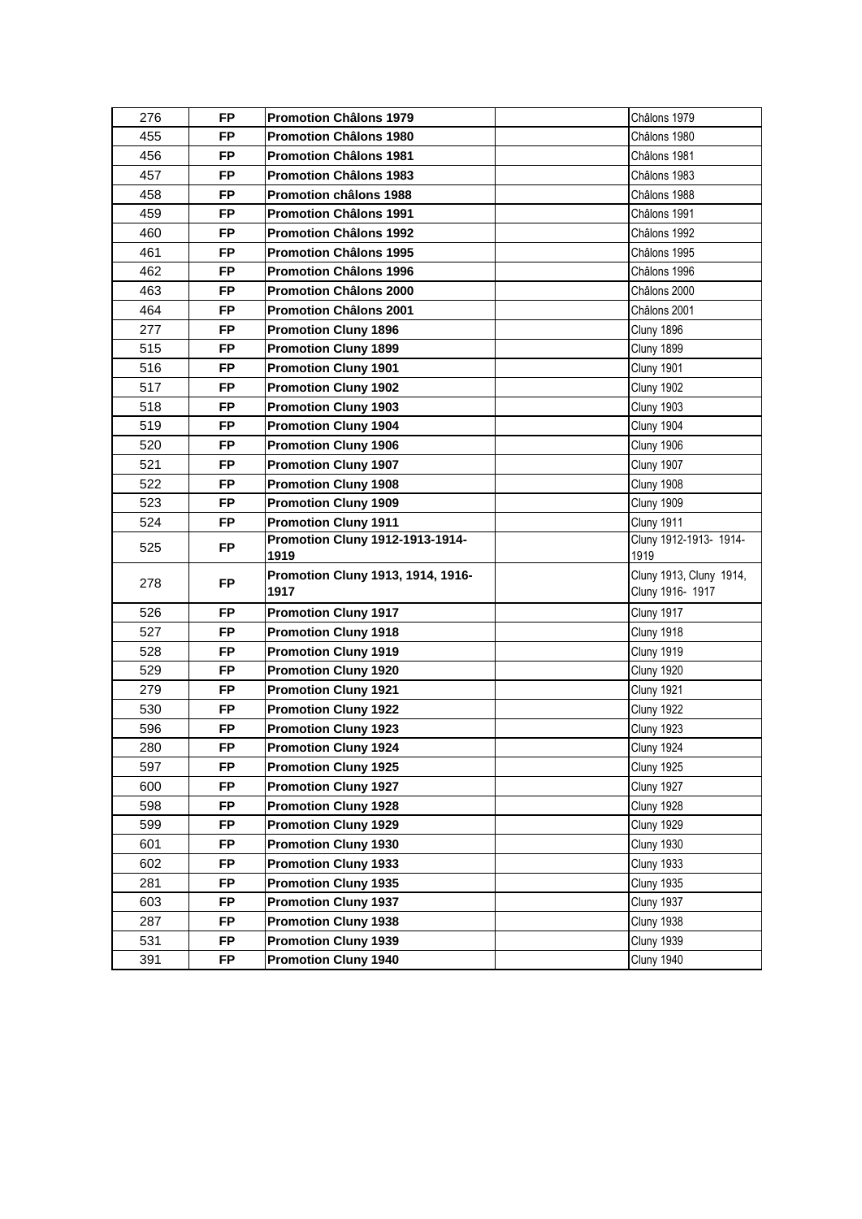| | | | | |
|---|---|---|---|---|
| 276 | FP | **Promotion Châlons 1979** | | Châlons 1979 |
| 455 | FP | **Promotion Châlons 1980** | | Châlons 1980 |
| 456 | FP | **Promotion Châlons 1981** | | Châlons 1981 |
| 457 | FP | **Promotion Châlons 1983** | | Châlons 1983 |
| 458 | FP | **Promotion châlons 1988** | | Châlons 1988 |
| 459 | FP | **Promotion Châlons 1991** | | Châlons 1991 |
| 460 | FP | **Promotion Châlons 1992** | | Châlons 1992 |
| 461 | FP | **Promotion Châlons 1995** | | Châlons 1995 |
| 462 | FP | **Promotion Châlons 1996** | | Châlons 1996 |
| 463 | FP | **Promotion Châlons 2000** | | Châlons 2000 |
| 464 | FP | **Promotion Châlons 2001** | | Châlons 2001 |
| 277 | FP | **Promotion Cluny 1896** | | Cluny 1896 |
| 515 | FP | **Promotion Cluny 1899** | | Cluny 1899 |
| 516 | FP | **Promotion Cluny 1901** | | Cluny 1901 |
| 517 | FP | **Promotion Cluny 1902** | | Cluny 1902 |
| 518 | FP | **Promotion Cluny 1903** | | Cluny 1903 |
| 519 | FP | **Promotion Cluny 1904** | | Cluny 1904 |
| 520 | FP | **Promotion Cluny 1906** | | Cluny 1906 |
| 521 | FP | **Promotion Cluny 1907** | | Cluny 1907 |
| 522 | FP | **Promotion Cluny 1908** | | Cluny 1908 |
| 523 | FP | **Promotion Cluny 1909** | | Cluny 1909 |
| 524 | FP | **Promotion Cluny 1911** | | Cluny 1911 |
| 525 | FP | **Promotion Cluny 1912-1913-1914-1919** | | Cluny 1912-1913- 1914-1919 |
| 278 | FP | **Promotion Cluny 1913, 1914, 1916-1917** | | Cluny 1913, Cluny 1914, Cluny 1916- 1917 |
| 526 | FP | **Promotion Cluny 1917** | | Cluny 1917 |
| 527 | FP | **Promotion Cluny 1918** | | Cluny 1918 |
| 528 | FP | **Promotion Cluny 1919** | | Cluny 1919 |
| 529 | FP | **Promotion Cluny 1920** | | Cluny 1920 |
| 279 | FP | **Promotion Cluny 1921** | | Cluny 1921 |
| 530 | FP | **Promotion Cluny 1922** | | Cluny 1922 |
| 596 | FP | **Promotion Cluny 1923** | | Cluny 1923 |
| 280 | FP | **Promotion Cluny 1924** | | Cluny 1924 |
| 597 | FP | **Promotion Cluny 1925** | | Cluny 1925 |
| 600 | FP | **Promotion Cluny 1927** | | Cluny 1927 |
| 598 | FP | **Promotion Cluny 1928** | | Cluny 1928 |
| 599 | FP | **Promotion Cluny 1929** | | Cluny 1929 |
| 601 | FP | **Promotion Cluny 1930** | | Cluny 1930 |
| 602 | FP | **Promotion Cluny 1933** | | Cluny 1933 |
| 281 | FP | **Promotion Cluny 1935** | | Cluny 1935 |
| 603 | FP | **Promotion Cluny 1937** | | Cluny 1937 |
| 287 | FP | **Promotion Cluny 1938** | | Cluny 1938 |
| 531 | FP | **Promotion Cluny 1939** | | Cluny 1939 |
| 391 | FP | **Promotion Cluny 1940** | | Cluny 1940 |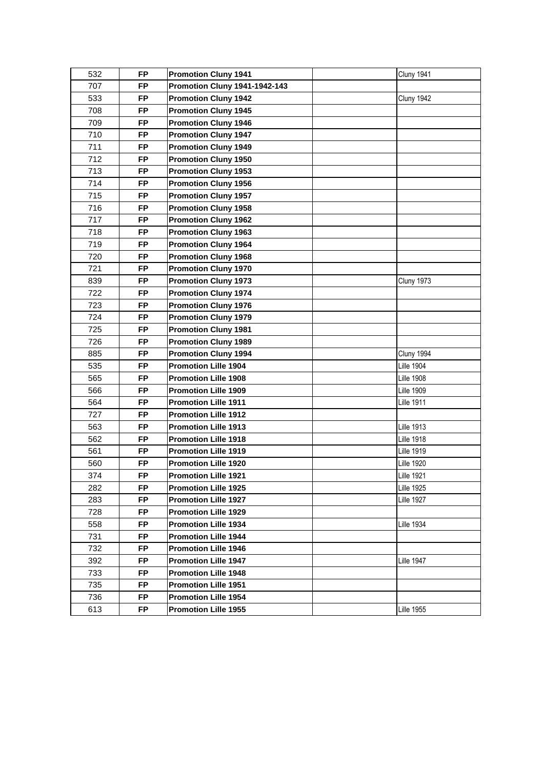| | | | | |
|---|---|---|---|---|
| 532 | **FP** | **Promotion Cluny 1941** | | Cluny 1941 |
| 707 | **FP** | **Promotion Cluny 1941-1942-143** | | |
| 533 | **FP** | **Promotion Cluny 1942** | | Cluny 1942 |
| 708 | **FP** | **Promotion Cluny 1945** | | |
| 709 | **FP** | **Promotion Cluny 1946** | | |
| 710 | **FP** | **Promotion Cluny 1947** | | |
| 711 | **FP** | **Promotion Cluny 1949** | | |
| 712 | **FP** | **Promotion Cluny 1950** | | |
| 713 | **FP** | **Promotion Cluny 1953** | | |
| 714 | **FP** | **Promotion Cluny 1956** | | |
| 715 | **FP** | **Promotion Cluny 1957** | | |
| 716 | **FP** | **Promotion Cluny 1958** | | |
| 717 | **FP** | **Promotion Cluny 1962** | | |
| 718 | **FP** | **Promotion Cluny 1963** | | |
| 719 | **FP** | **Promotion Cluny 1964** | | |
| 720 | **FP** | **Promotion Cluny 1968** | | |
| 721 | **FP** | **Promotion Cluny 1970** | | |
| 839 | **FP** | **Promotion Cluny 1973** | | Cluny 1973 |
| 722 | **FP** | **Promotion Cluny 1974** | | |
| 723 | **FP** | **Promotion Cluny 1976** | | |
| 724 | **FP** | **Promotion Cluny 1979** | | |
| 725 | **FP** | **Promotion Cluny 1981** | | |
| 726 | **FP** | **Promotion Cluny 1989** | | |
| 885 | **FP** | **Promotion Cluny 1994** | | Cluny 1994 |
| 535 | **FP** | **Promotion Lille 1904** | | Lille 1904 |
| 565 | **FP** | **Promotion Lille 1908** | | Lille 1908 |
| 566 | **FP** | **Promotion Lille 1909** | | Lille 1909 |
| 564 | **FP** | **Promotion Lille 1911** | | Lille 1911 |
| 727 | **FP** | **Promotion Lille 1912** | | |
| 563 | **FP** | **Promotion Lille 1913** | | Lille 1913 |
| 562 | **FP** | **Promotion Lille 1918** | | Lille 1918 |
| 561 | **FP** | **Promotion Lille 1919** | | Lille 1919 |
| 560 | **FP** | **Promotion Lille 1920** | | Lille 1920 |
| 374 | **FP** | **Promotion Lille 1921** | | Lille 1921 |
| 282 | **FP** | **Promotion Lille 1925** | | Lille 1925 |
| 283 | **FP** | **Promotion Lille 1927** | | Lille 1927 |
| 728 | **FP** | **Promotion Lille 1929** | | |
| 558 | **FP** | **Promotion Lille 1934** | | Lille 1934 |
| 731 | **FP** | **Promotion Lille 1944** | | |
| 732 | **FP** | **Promotion Lille 1946** | | |
| 392 | **FP** | **Promotion Lille 1947** | | Lille 1947 |
| 733 | **FP** | **Promotion Lille 1948** | | |
| 735 | **FP** | **Promotion Lille 1951** | | |
| 736 | **FP** | **Promotion Lille 1954** | | |
| 613 | **FP** | **Promotion Lille 1955** | | Lille 1955 |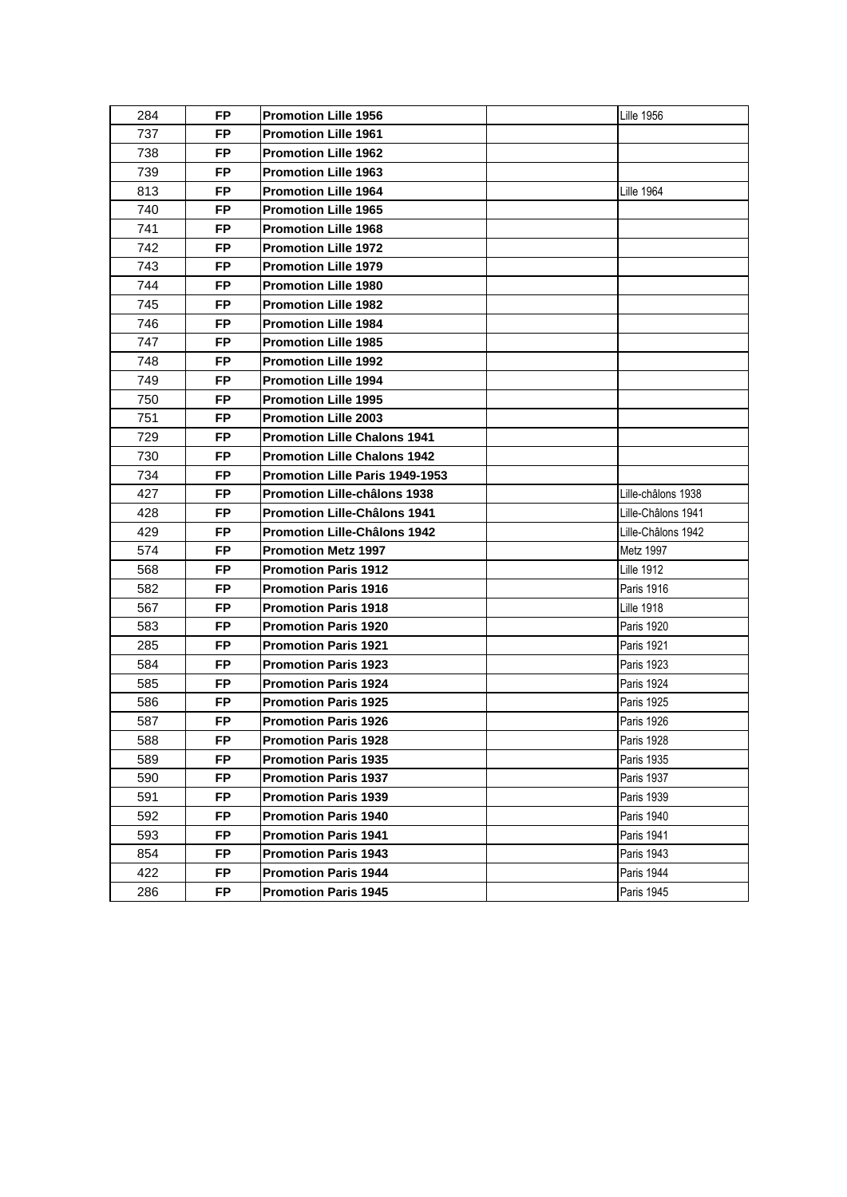| | | | | |
|---|---|---|---|---|
| 284 | **FP** | **Promotion Lille 1956** | | Lille 1956 |
| 737 | **FP** | **Promotion Lille 1961** | | |
| 738 | **FP** | **Promotion Lille 1962** | | |
| 739 | **FP** | **Promotion Lille 1963** | | |
| 813 | **FP** | **Promotion Lille 1964** | | Lille 1964 |
| 740 | **FP** | **Promotion Lille 1965** | | |
| 741 | **FP** | **Promotion Lille 1968** | | |
| 742 | **FP** | **Promotion Lille 1972** | | |
| 743 | **FP** | **Promotion Lille 1979** | | |
| 744 | **FP** | **Promotion Lille 1980** | | |
| 745 | **FP** | **Promotion Lille 1982** | | |
| 746 | **FP** | **Promotion Lille 1984** | | |
| 747 | **FP** | **Promotion Lille 1985** | | |
| 748 | **FP** | **Promotion Lille 1992** | | |
| 749 | **FP** | **Promotion Lille 1994** | | |
| 750 | **FP** | **Promotion Lille 1995** | | |
| 751 | **FP** | **Promotion Lille 2003** | | |
| 729 | **FP** | **Promotion Lille Chalons 1941** | | |
| 730 | **FP** | **Promotion Lille Chalons 1942** | | |
| 734 | **FP** | **Promotion Lille Paris 1949-1953** | | |
| 427 | **FP** | **Promotion Lille-châlons 1938** | | Lille-châlons 1938 |
| 428 | **FP** | **Promotion Lille-Châlons 1941** | | Lille-Châlons 1941 |
| 429 | **FP** | **Promotion Lille-Châlons 1942** | | Lille-Châlons 1942 |
| 574 | **FP** | **Promotion Metz 1997** | | Metz 1997 |
| 568 | **FP** | **Promotion Paris 1912** | | Lille 1912 |
| 582 | **FP** | **Promotion Paris 1916** | | Paris 1916 |
| 567 | **FP** | **Promotion Paris 1918** | | Lille 1918 |
| 583 | **FP** | **Promotion Paris 1920** | | Paris 1920 |
| 285 | **FP** | **Promotion Paris 1921** | | Paris 1921 |
| 584 | **FP** | **Promotion Paris 1923** | | Paris 1923 |
| 585 | **FP** | **Promotion Paris 1924** | | Paris 1924 |
| 586 | **FP** | **Promotion Paris 1925** | | Paris 1925 |
| 587 | **FP** | **Promotion Paris 1926** | | Paris 1926 |
| 588 | **FP** | **Promotion Paris 1928** | | Paris 1928 |
| 589 | **FP** | **Promotion Paris 1935** | | Paris 1935 |
| 590 | **FP** | **Promotion Paris 1937** | | Paris 1937 |
| 591 | **FP** | **Promotion Paris 1939** | | Paris 1939 |
| 592 | **FP** | **Promotion Paris 1940** | | Paris 1940 |
| 593 | **FP** | **Promotion Paris 1941** | | Paris 1941 |
| 854 | **FP** | **Promotion Paris 1943** | | Paris 1943 |
| 422 | **FP** | **Promotion Paris 1944** | | Paris 1944 |
| 286 | **FP** | **Promotion Paris 1945** | | Paris 1945 |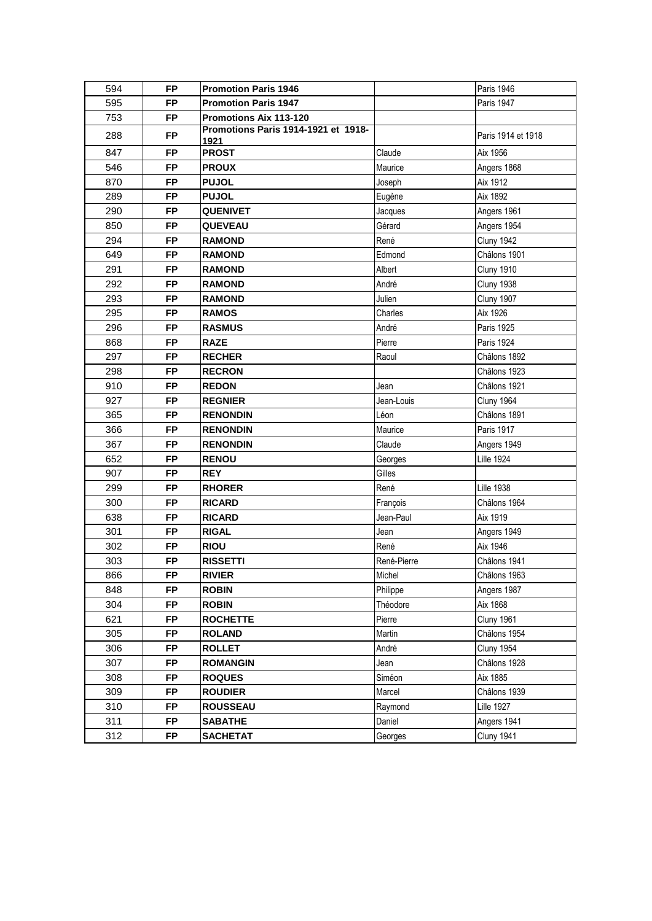| 594 | FP | **Promotion Paris 1946** | | Paris 1946 |
|---|---|---|---|---|
| 595 | FP | **Promotion Paris 1947** | | Paris 1947 |
| 753 | FP | **Promotions Aix 113-120** | | |
| 288 | FP | **Promotions Paris 1914-1921 et 1918-1921** | | Paris 1914 et 1918 |
| 847 | FP | **PROST** | Claude | Aix 1956 |
| 546 | FP | **PROUX** | Maurice | Angers 1868 |
| 870 | FP | **PUJOL** | Joseph | Aix 1912 |
| 289 | FP | **PUJOL** | Eugène | Aix 1892 |
| 290 | FP | **QUENIVET** | Jacques | Angers 1961 |
| 850 | FP | **QUEVEAU** | Gérard | Angers 1954 |
| 294 | FP | **RAMOND** | René | Cluny 1942 |
| 649 | FP | **RAMOND** | Edmond | Châlons 1901 |
| 291 | FP | **RAMOND** | Albert | Cluny 1910 |
| 292 | FP | **RAMOND** | André | Cluny 1938 |
| 293 | FP | **RAMOND** | Julien | Cluny 1907 |
| 295 | FP | **RAMOS** | Charles | Aix 1926 |
| 296 | FP | **RASMUS** | André | Paris 1925 |
| 868 | FP | **RAZE** | Pierre | Paris 1924 |
| 297 | FP | **RECHER** | Raoul | Châlons 1892 |
| 298 | FP | **RECRON** | | Châlons 1923 |
| 910 | FP | **REDON** | Jean | Châlons 1921 |
| 927 | FP | **REGNIER** | Jean-Louis | Cluny 1964 |
| 365 | FP | **RENONDIN** | Léon | Châlons 1891 |
| 366 | FP | **RENONDIN** | Maurice | Paris 1917 |
| 367 | FP | **RENONDIN** | Claude | Angers 1949 |
| 652 | FP | **RENOU** | Georges | Lille 1924 |
| 907 | FP | **REY** | Gilles | |
| 299 | FP | **RHORER** | René | Lille 1938 |
| 300 | FP | **RICARD** | François | Châlons 1964 |
| 638 | FP | **RICARD** | Jean-Paul | Aix 1919 |
| 301 | FP | **RIGAL** | Jean | Angers 1949 |
| 302 | FP | **RIOU** | René | Aix 1946 |
| 303 | FP | **RISSETTI** | René-Pierre | Châlons 1941 |
| 866 | FP | **RIVIER** | Michel | Châlons 1963 |
| 848 | FP | **ROBIN** | Philippe | Angers 1987 |
| 304 | FP | **ROBIN** | Théodore | Aix 1868 |
| 621 | FP | **ROCHETTE** | Pierre | Cluny 1961 |
| 305 | FP | **ROLAND** | Martin | Châlons 1954 |
| 306 | FP | **ROLLET** | André | Cluny 1954 |
| 307 | FP | **ROMANGIN** | Jean | Châlons 1928 |
| 308 | FP | **ROQUES** | Siméon | Aix 1885 |
| 309 | FP | **ROUDIER** | Marcel | Châlons 1939 |
| 310 | FP | **ROUSSEAU** | Raymond | Lille 1927 |
| 311 | FP | **SABATHE** | Daniel | Angers 1941 |
| 312 | FP | **SACHETAT** | Georges | Cluny 1941 |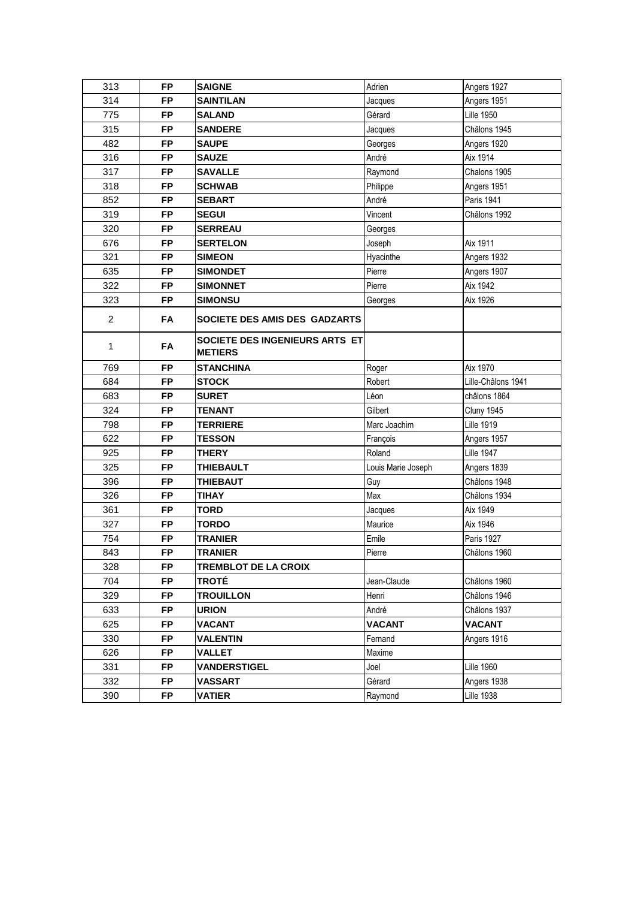| 313 | FP | **SAIGNE** | Adrien | Angers 1927 |
|---|---|---|---|---|
| 314 | FP | **SAINTILAN** | Jacques | Angers 1951 |
| 775 | FP | **SALAND** | Gérard | Lille 1950 |
| 315 | FP | **SANDERE** | Jacques | Châlons 1945 |
| 482 | FP | **SAUPE** | Georges | Angers 1920 |
| 316 | FP | **SAUZE** | André | Aix 1914 |
| 317 | FP | **SAVALLE** | Raymond | Chalons 1905 |
| 318 | FP | **SCHWAB** | Philippe | Angers 1951 |
| 852 | FP | **SEBART** | André | Paris 1941 |
| 319 | FP | **SEGUI** | Vincent | Châlons 1992 |
| 320 | FP | **SERREAU** | Georges | |
| 676 | FP | **SERTELON** | Joseph | Aix 1911 |
| 321 | FP | **SIMEON** | Hyacinthe | Angers 1932 |
| 635 | FP | **SIMONDET** | Pierre | Angers 1907 |
| 322 | FP | **SIMONNET** | Pierre | Aix 1942 |
| 323 | FP | **SIMONSU** | Georges | Aix 1926 |
| 2 | FA | **SOCIETE DES AMIS DES GADZARTS** | | |
| 1 | FA | **SOCIETE DES INGENIEURS ARTS ET METIERS** | | |
| 769 | FP | **STANCHINA** | Roger | Aix 1970 |
| 684 | FP | **STOCK** | Robert | Lille-Châlons 1941 |
| 683 | FP | **SURET** | Léon | châlons 1864 |
| 324 | FP | **TENANT** | Gilbert | Cluny 1945 |
| 798 | FP | **TERRIERE** | Marc Joachim | Lille 1919 |
| 622 | FP | **TESSON** | François | Angers 1957 |
| 925 | FP | **THERY** | Roland | Lille 1947 |
| 325 | FP | **THIEBAULT** | Louis Marie Joseph | Angers 1839 |
| 396 | FP | **THIEBAUT** | Guy | Châlons 1948 |
| 326 | FP | **TIHAY** | Max | Châlons 1934 |
| 361 | FP | **TORD** | Jacques | Aix 1949 |
| 327 | FP | **TORDO** | Maurice | Aix 1946 |
| 754 | FP | **TRANIER** | Emile | Paris 1927 |
| 843 | FP | **TRANIER** | Pierre | Châlons 1960 |
| 328 | FP | **TREMBLOT DE LA CROIX** | | |
| 704 | FP | **TROTÉ** | Jean-Claude | Châlons 1960 |
| 329 | FP | **TROUILLON** | Henri | Châlons 1946 |
| 633 | FP | **URION** | André | Châlons 1937 |
| 625 | FP | **VACANT** | **VACANT** | **VACANT** |
| 330 | FP | **VALENTIN** | Fernand | Angers 1916 |
| 626 | FP | **VALLET** | Maxime | |
| 331 | FP | **VANDERSTIGEL** | Joel | Lille 1960 |
| 332 | FP | **VASSART** | Gérard | Angers 1938 |
| 390 | FP | **VATIER** | Raymond | Lille 1938 |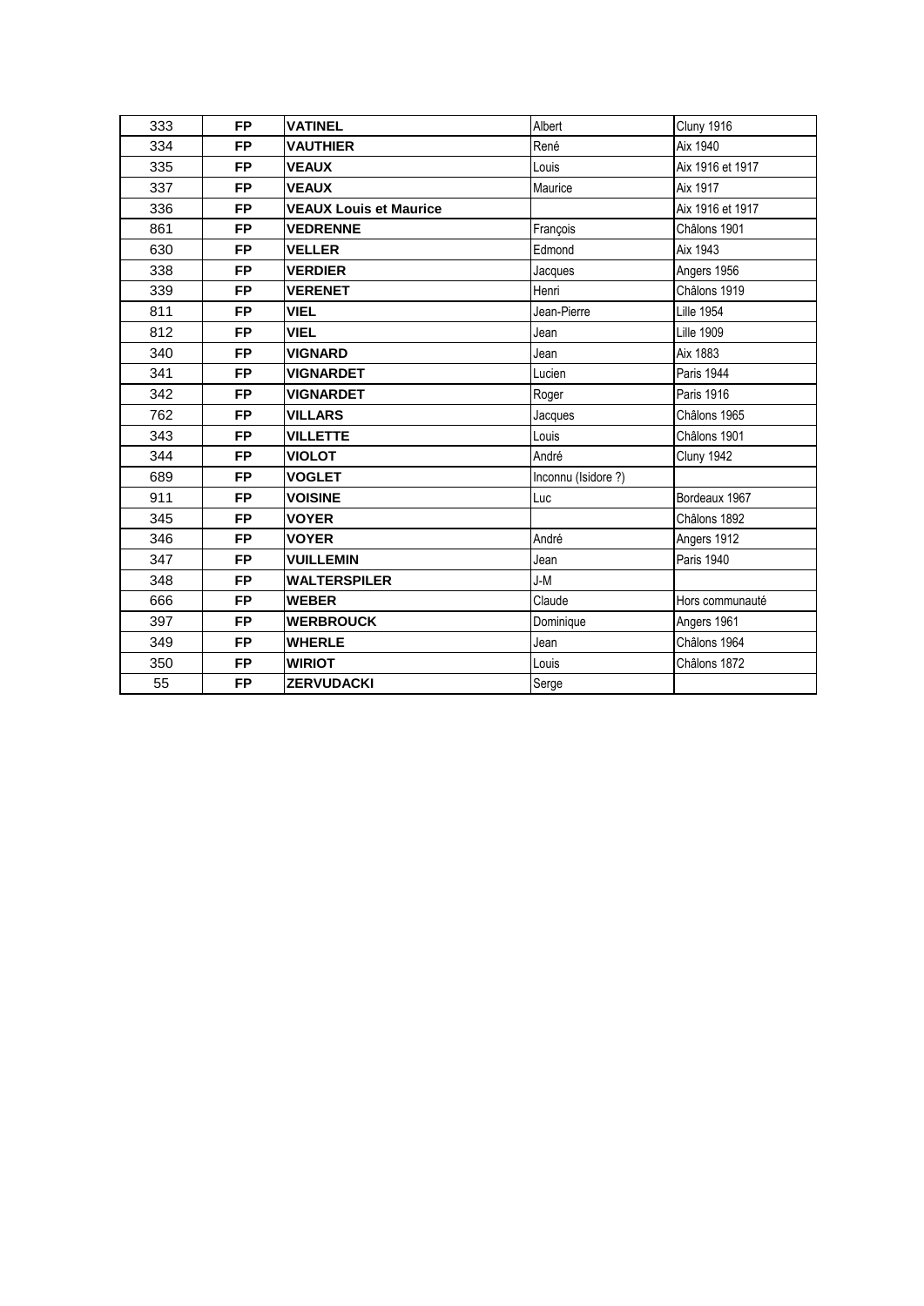| | | | | |
|---|---|---|---|---|
| 333 | **FP** | **VATINEL** | Albert | Cluny 1916 |
| 334 | **FP** | **VAUTHIER** | René | Aix 1940 |
| 335 | **FP** | **VEAUX** | Louis | Aix 1916 et 1917 |
| 337 | **FP** | **VEAUX** | Maurice | Aix 1917 |
| 336 | **FP** | **VEAUX Louis et Maurice** | | Aix 1916 et 1917 |
| 861 | **FP** | **VEDRENNE** | François | Châlons 1901 |
| 630 | **FP** | **VELLER** | Edmond | Aix 1943 |
| 338 | **FP** | **VERDIER** | Jacques | Angers 1956 |
| 339 | **FP** | **VERENET** | Henri | Châlons 1919 |
| 811 | **FP** | **VIEL** | Jean-Pierre | Lille 1954 |
| 812 | **FP** | **VIEL** | Jean | Lille 1909 |
| 340 | **FP** | **VIGNARD** | Jean | Aix 1883 |
| 341 | **FP** | **VIGNARDET** | Lucien | Paris 1944 |
| 342 | **FP** | **VIGNARDET** | Roger | Paris 1916 |
| 762 | **FP** | **VILLARS** | Jacques | Châlons 1965 |
| 343 | **FP** | **VILLETTE** | Louis | Châlons 1901 |
| 344 | **FP** | **VIOLOT** | André | Cluny 1942 |
| 689 | **FP** | **VOGLET** | Inconnu (Isidore ?) | |
| 911 | **FP** | **VOISINE** | Luc | Bordeaux 1967 |
| 345 | **FP** | **VOYER** | | Châlons 1892 |
| 346 | **FP** | **VOYER** | André | Angers 1912 |
| 347 | **FP** | **VUILLEMIN** | Jean | Paris 1940 |
| 348 | **FP** | **WALTERSPILER** | J-M | |
| 666 | **FP** | **WEBER** | Claude | Hors communauté |
| 397 | **FP** | **WERBROUCK** | Dominique | Angers 1961 |
| 349 | **FP** | **WHERLE** | Jean | Châlons 1964 |
| 350 | **FP** | **WIRIOT** | Louis | Châlons 1872 |
| 55 | **FP** | **ZERVUDACKI** | Serge | |